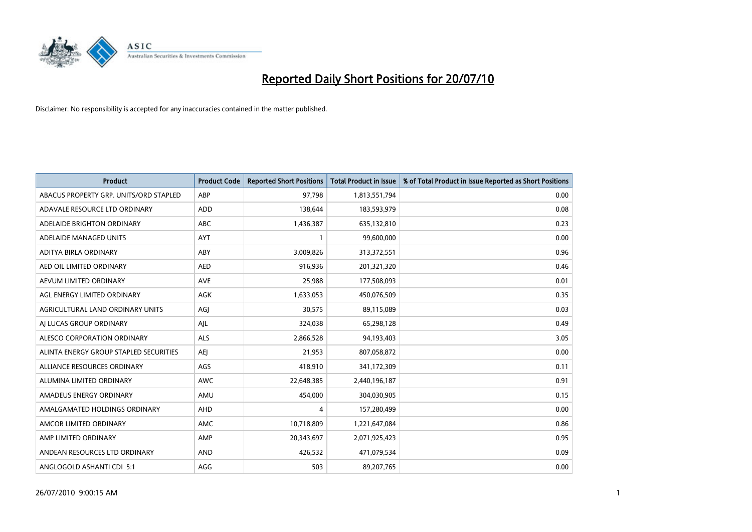# Reported Daily Short Positions for 20/07/10

Disclaimer: No responsibility is accepted for any inaccuracies contained in the matter published.

| Product | Product Code | Reported Short Positions | Total Product in Issue | % of Total Product in Issue Reported as Short Positions |
|---|---|---|---|---|
| ABACUS PROPERTY GRP. UNITS/ORD STAPLED | ABP | 97,798 | 1,813,551,794 | 0.00 |
| ADAVALE RESOURCE LTD ORDINARY | ADD | 138,644 | 183,593,979 | 0.08 |
| ADELAIDE BRIGHTON ORDINARY | ABC | 1,436,387 | 635,132,810 | 0.23 |
| ADELAIDE MANAGED UNITS | AYT | 1 | 99,600,000 | 0.00 |
| ADITYA BIRLA ORDINARY | ABY | 3,009,826 | 313,372,551 | 0.96 |
| AED OIL LIMITED ORDINARY | AED | 916,936 | 201,321,320 | 0.46 |
| AEVUM LIMITED ORDINARY | AVE | 25,988 | 177,508,093 | 0.01 |
| AGL ENERGY LIMITED ORDINARY | AGK | 1,633,053 | 450,076,509 | 0.35 |
| AGRICULTURAL LAND ORDINARY UNITS | AGJ | 30,575 | 89,115,089 | 0.03 |
| AJ LUCAS GROUP ORDINARY | AJL | 324,038 | 65,298,128 | 0.49 |
| ALESCO CORPORATION ORDINARY | ALS | 2,866,528 | 94,193,403 | 3.05 |
| ALINTA ENERGY GROUP STAPLED SECURITIES | AEJ | 21,953 | 807,058,872 | 0.00 |
| ALLIANCE RESOURCES ORDINARY | AGS | 418,910 | 341,172,309 | 0.11 |
| ALUMINA LIMITED ORDINARY | AWC | 22,648,385 | 2,440,196,187 | 0.91 |
| AMADEUS ENERGY ORDINARY | AMU | 454,000 | 304,030,905 | 0.15 |
| AMALGAMATED HOLDINGS ORDINARY | AHD | 4 | 157,280,499 | 0.00 |
| AMCOR LIMITED ORDINARY | AMC | 10,718,809 | 1,221,647,084 | 0.86 |
| AMP LIMITED ORDINARY | AMP | 20,343,697 | 2,071,925,423 | 0.95 |
| ANDEAN RESOURCES LTD ORDINARY | AND | 426,532 | 471,079,534 | 0.09 |
| ANGLOGOLD ASHANTI CDI 5:1 | AGG | 503 | 89,207,765 | 0.00 |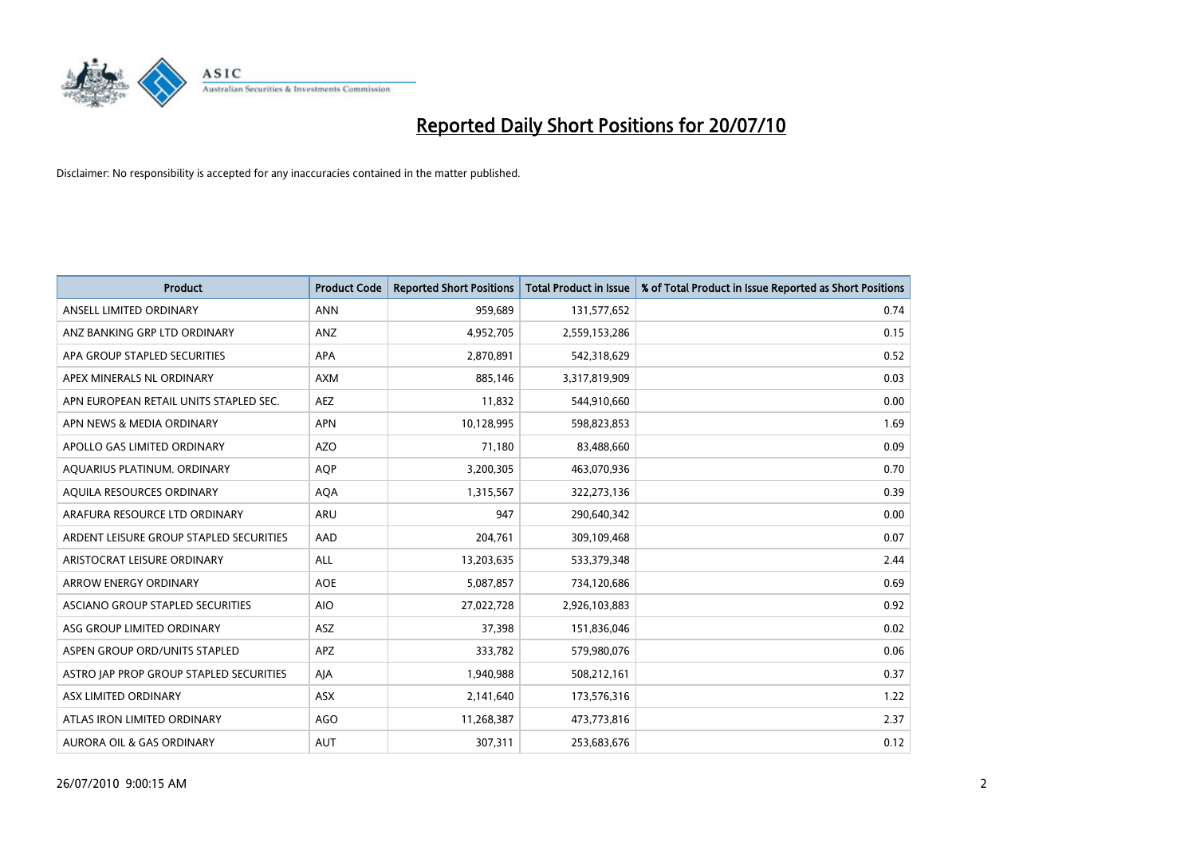# Reported Daily Short Positions for 20/07/10

Disclaimer: No responsibility is accepted for any inaccuracies contained in the matter published.

| Product | Product Code | Reported Short Positions | Total Product in Issue | % of Total Product in Issue Reported as Short Positions |
|---|---|---|---|---|
| ANSELL LIMITED ORDINARY | ANN | 959,689 | 131,577,652 | 0.74 |
| ANZ BANKING GRP LTD ORDINARY | ANZ | 4,952,705 | 2,559,153,286 | 0.15 |
| APA GROUP STAPLED SECURITIES | APA | 2,870,891 | 542,318,629 | 0.52 |
| APEX MINERALS NL ORDINARY | AXM | 885,146 | 3,317,819,909 | 0.03 |
| APN EUROPEAN RETAIL UNITS STAPLED SEC. | AEZ | 11,832 | 544,910,660 | 0.00 |
| APN NEWS & MEDIA ORDINARY | APN | 10,128,995 | 598,823,853 | 1.69 |
| APOLLO GAS LIMITED ORDINARY | AZO | 71,180 | 83,488,660 | 0.09 |
| AQUARIUS PLATINUM. ORDINARY | AQP | 3,200,305 | 463,070,936 | 0.70 |
| AQUILA RESOURCES ORDINARY | AQA | 1,315,567 | 322,273,136 | 0.39 |
| ARAFURA RESOURCE LTD ORDINARY | ARU | 947 | 290,640,342 | 0.00 |
| ARDENT LEISURE GROUP STAPLED SECURITIES | AAD | 204,761 | 309,109,468 | 0.07 |
| ARISTOCRAT LEISURE ORDINARY | ALL | 13,203,635 | 533,379,348 | 2.44 |
| ARROW ENERGY ORDINARY | AOE | 5,087,857 | 734,120,686 | 0.69 |
| ASCIANO GROUP STAPLED SECURITIES | AIO | 27,022,728 | 2,926,103,883 | 0.92 |
| ASG GROUP LIMITED ORDINARY | ASZ | 37,398 | 151,836,046 | 0.02 |
| ASPEN GROUP ORD/UNITS STAPLED | APZ | 333,782 | 579,980,076 | 0.06 |
| ASTRO JAP PROP GROUP STAPLED SECURITIES | AJA | 1,940,988 | 508,212,161 | 0.37 |
| ASX LIMITED ORDINARY | ASX | 2,141,640 | 173,576,316 | 1.22 |
| ATLAS IRON LIMITED ORDINARY | AGO | 11,268,387 | 473,773,816 | 2.37 |
| AURORA OIL & GAS ORDINARY | AUT | 307,311 | 253,683,676 | 0.12 |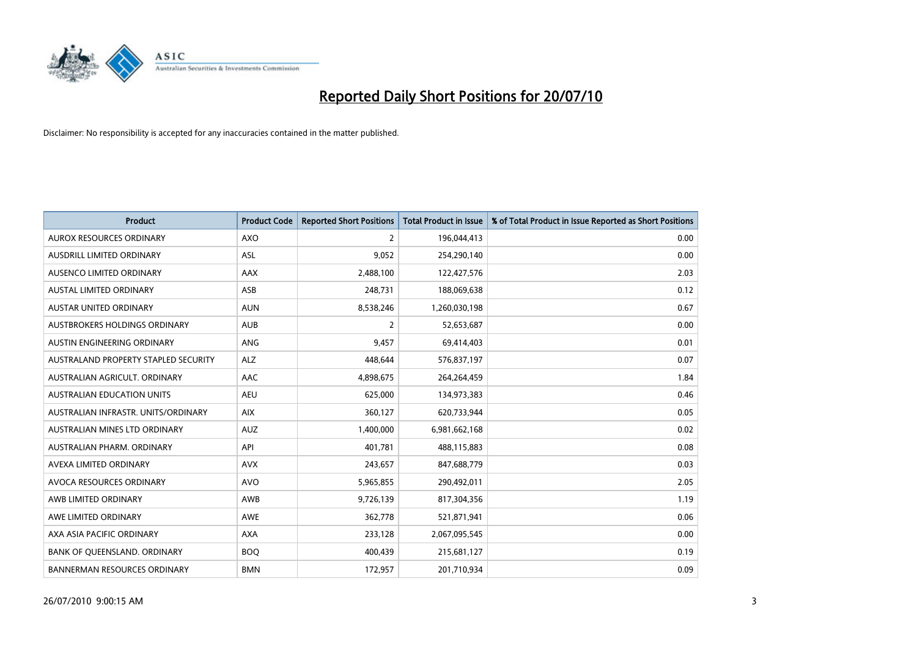# Reported Daily Short Positions for 20/07/10

Disclaimer: No responsibility is accepted for any inaccuracies contained in the matter published.

| Product | Product Code | Reported Short Positions | Total Product in Issue | % of Total Product in Issue Reported as Short Positions |
|---|---|---|---|---|
| AUROX RESOURCES ORDINARY | AXO | 2 | 196,044,413 | 0.00 |
| AUSDRILL LIMITED ORDINARY | ASL | 9,052 | 254,290,140 | 0.00 |
| AUSENCO LIMITED ORDINARY | AAX | 2,488,100 | 122,427,576 | 2.03 |
| AUSTAL LIMITED ORDINARY | ASB | 248,731 | 188,069,638 | 0.12 |
| AUSTAR UNITED ORDINARY | AUN | 8,538,246 | 1,260,030,198 | 0.67 |
| AUSTBROKERS HOLDINGS ORDINARY | AUB | 2 | 52,653,687 | 0.00 |
| AUSTIN ENGINEERING ORDINARY | ANG | 9,457 | 69,414,403 | 0.01 |
| AUSTRALAND PROPERTY STAPLED SECURITY | ALZ | 448,644 | 576,837,197 | 0.07 |
| AUSTRALIAN AGRICULT. ORDINARY | AAC | 4,898,675 | 264,264,459 | 1.84 |
| AUSTRALIAN EDUCATION UNITS | AEU | 625,000 | 134,973,383 | 0.46 |
| AUSTRALIAN INFRASTR. UNITS/ORDINARY | AIX | 360,127 | 620,733,944 | 0.05 |
| AUSTRALIAN MINES LTD ORDINARY | AUZ | 1,400,000 | 6,981,662,168 | 0.02 |
| AUSTRALIAN PHARM. ORDINARY | API | 401,781 | 488,115,883 | 0.08 |
| AVEXA LIMITED ORDINARY | AVX | 243,657 | 847,688,779 | 0.03 |
| AVOCA RESOURCES ORDINARY | AVO | 5,965,855 | 290,492,011 | 2.05 |
| AWB LIMITED ORDINARY | AWB | 9,726,139 | 817,304,356 | 1.19 |
| AWE LIMITED ORDINARY | AWE | 362,778 | 521,871,941 | 0.06 |
| AXA ASIA PACIFIC ORDINARY | AXA | 233,128 | 2,067,095,545 | 0.00 |
| BANK OF QUEENSLAND. ORDINARY | BOQ | 400,439 | 215,681,127 | 0.19 |
| BANNERMAN RESOURCES ORDINARY | BMN | 172,957 | 201,710,934 | 0.09 |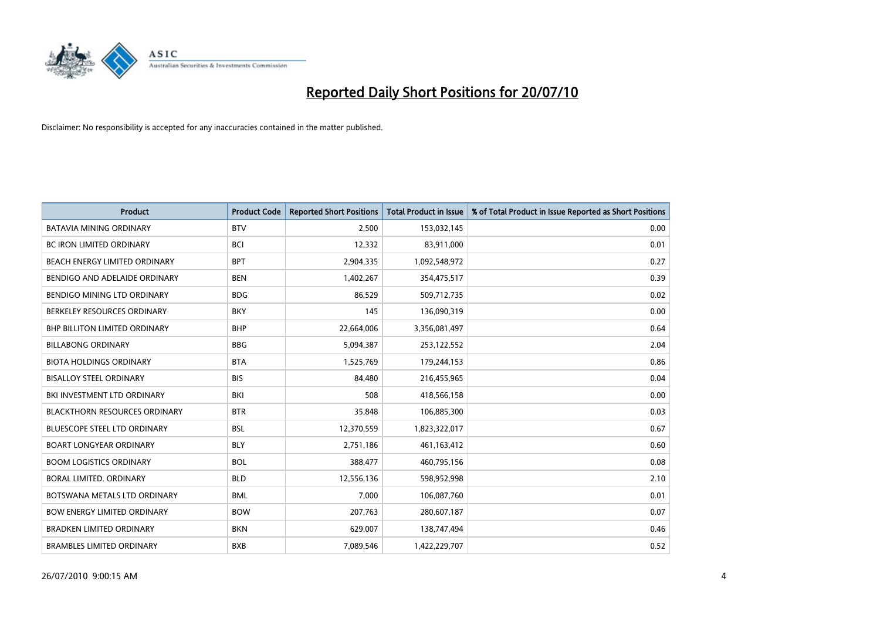# Reported Daily Short Positions for 20/07/10

Disclaimer: No responsibility is accepted for any inaccuracies contained in the matter published.

| Product | Product Code | Reported Short Positions | Total Product in Issue | % of Total Product in Issue Reported as Short Positions |
|---|---|---|---|---|
| BATAVIA MINING ORDINARY | BTV | 2,500 | 153,032,145 | 0.00 |
| BC IRON LIMITED ORDINARY | BCI | 12,332 | 83,911,000 | 0.01 |
| BEACH ENERGY LIMITED ORDINARY | BPT | 2,904,335 | 1,092,548,972 | 0.27 |
| BENDIGO AND ADELAIDE ORDINARY | BEN | 1,402,267 | 354,475,517 | 0.39 |
| BENDIGO MINING LTD ORDINARY | BDG | 86,529 | 509,712,735 | 0.02 |
| BERKELEY RESOURCES ORDINARY | BKY | 145 | 136,090,319 | 0.00 |
| BHP BILLITON LIMITED ORDINARY | BHP | 22,664,006 | 3,356,081,497 | 0.64 |
| BILLABONG ORDINARY | BBG | 5,094,387 | 253,122,552 | 2.04 |
| BIOTA HOLDINGS ORDINARY | BTA | 1,525,769 | 179,244,153 | 0.86 |
| BISALLOY STEEL ORDINARY | BIS | 84,480 | 216,455,965 | 0.04 |
| BKI INVESTMENT LTD ORDINARY | BKI | 508 | 418,566,158 | 0.00 |
| BLACKTHORN RESOURCES ORDINARY | BTR | 35,848 | 106,885,300 | 0.03 |
| BLUESCOPE STEEL LTD ORDINARY | BSL | 12,370,559 | 1,823,322,017 | 0.67 |
| BOART LONGYEAR ORDINARY | BLY | 2,751,186 | 461,163,412 | 0.60 |
| BOOM LOGISTICS ORDINARY | BOL | 388,477 | 460,795,156 | 0.08 |
| BORAL LIMITED. ORDINARY | BLD | 12,556,136 | 598,952,998 | 2.10 |
| BOTSWANA METALS LTD ORDINARY | BML | 7,000 | 106,087,760 | 0.01 |
| BOW ENERGY LIMITED ORDINARY | BOW | 207,763 | 280,607,187 | 0.07 |
| BRADKEN LIMITED ORDINARY | BKN | 629,007 | 138,747,494 | 0.46 |
| BRAMBLES LIMITED ORDINARY | BXB | 7,089,546 | 1,422,229,707 | 0.52 |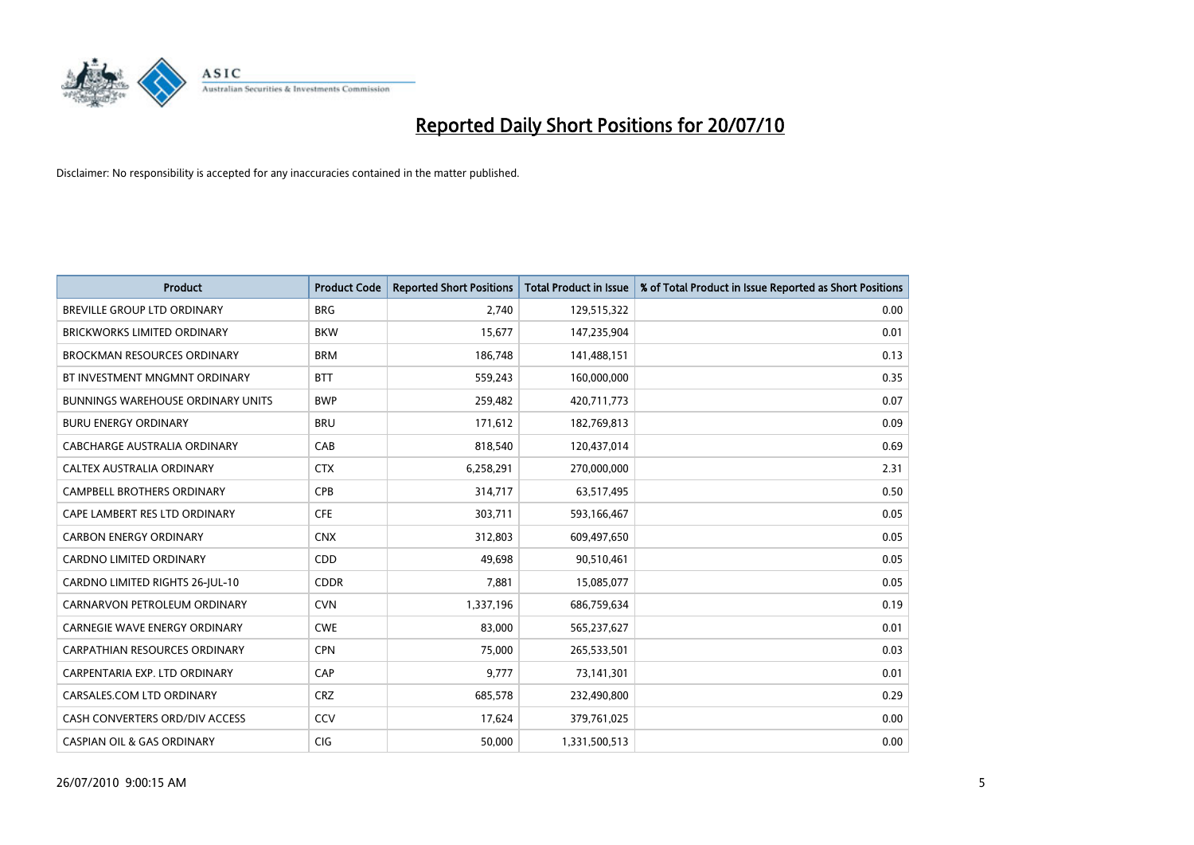# Reported Daily Short Positions for 20/07/10

Disclaimer: No responsibility is accepted for any inaccuracies contained in the matter published.

| Product | Product Code | Reported Short Positions | Total Product in Issue | % of Total Product in Issue Reported as Short Positions |
|---|---|---|---|---|
| BREVILLE GROUP LTD ORDINARY | BRG | 2,740 | 129,515,322 | 0.00 |
| BRICKWORKS LIMITED ORDINARY | BKW | 15,677 | 147,235,904 | 0.01 |
| BROCKMAN RESOURCES ORDINARY | BRM | 186,748 | 141,488,151 | 0.13 |
| BT INVESTMENT MNGMNT ORDINARY | BTT | 559,243 | 160,000,000 | 0.35 |
| BUNNINGS WAREHOUSE ORDINARY UNITS | BWP | 259,482 | 420,711,773 | 0.07 |
| BURU ENERGY ORDINARY | BRU | 171,612 | 182,769,813 | 0.09 |
| CABCHARGE AUSTRALIA ORDINARY | CAB | 818,540 | 120,437,014 | 0.69 |
| CALTEX AUSTRALIA ORDINARY | CTX | 6,258,291 | 270,000,000 | 2.31 |
| CAMPBELL BROTHERS ORDINARY | CPB | 314,717 | 63,517,495 | 0.50 |
| CAPE LAMBERT RES LTD ORDINARY | CFE | 303,711 | 593,166,467 | 0.05 |
| CARBON ENERGY ORDINARY | CNX | 312,803 | 609,497,650 | 0.05 |
| CARDNO LIMITED ORDINARY | CDD | 49,698 | 90,510,461 | 0.05 |
| CARDNO LIMITED RIGHTS 26-JUL-10 | CDDR | 7,881 | 15,085,077 | 0.05 |
| CARNARVON PETROLEUM ORDINARY | CVN | 1,337,196 | 686,759,634 | 0.19 |
| CARNEGIE WAVE ENERGY ORDINARY | CWE | 83,000 | 565,237,627 | 0.01 |
| CARPATHIAN RESOURCES ORDINARY | CPN | 75,000 | 265,533,501 | 0.03 |
| CARPENTARIA EXP. LTD ORDINARY | CAP | 9,777 | 73,141,301 | 0.01 |
| CARSALES.COM LTD ORDINARY | CRZ | 685,578 | 232,490,800 | 0.29 |
| CASH CONVERTERS ORD/DIV ACCESS | CCV | 17,624 | 379,761,025 | 0.00 |
| CASPIAN OIL & GAS ORDINARY | CIG | 50,000 | 1,331,500,513 | 0.00 |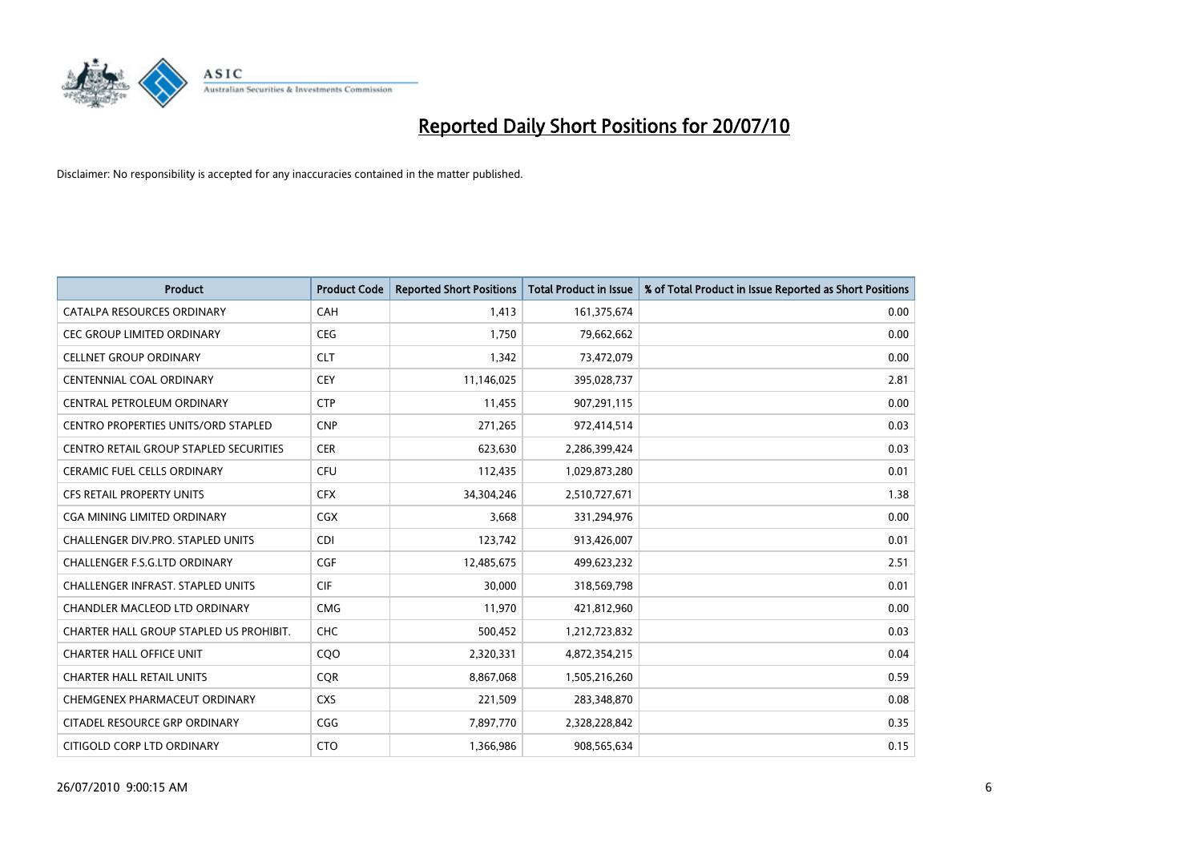# Reported Daily Short Positions for 20/07/10

Disclaimer: No responsibility is accepted for any inaccuracies contained in the matter published.

| Product | Product Code | Reported Short Positions | Total Product in Issue | % of Total Product in Issue Reported as Short Positions |
|---|---|---|---|---|
| CATALPA RESOURCES ORDINARY | CAH | 1,413 | 161,375,674 | 0.00 |
| CEC GROUP LIMITED ORDINARY | CEG | 1,750 | 79,662,662 | 0.00 |
| CELLNET GROUP ORDINARY | CLT | 1,342 | 73,472,079 | 0.00 |
| CENTENNIAL COAL ORDINARY | CEY | 11,146,025 | 395,028,737 | 2.81 |
| CENTRAL PETROLEUM ORDINARY | CTP | 11,455 | 907,291,115 | 0.00 |
| CENTRO PROPERTIES UNITS/ORD STAPLED | CNP | 271,265 | 972,414,514 | 0.03 |
| CENTRO RETAIL GROUP STAPLED SECURITIES | CER | 623,630 | 2,286,399,424 | 0.03 |
| CERAMIC FUEL CELLS ORDINARY | CFU | 112,435 | 1,029,873,280 | 0.01 |
| CFS RETAIL PROPERTY UNITS | CFX | 34,304,246 | 2,510,727,671 | 1.38 |
| CGA MINING LIMITED ORDINARY | CGX | 3,668 | 331,294,976 | 0.00 |
| CHALLENGER DIV.PRO. STAPLED UNITS | CDI | 123,742 | 913,426,007 | 0.01 |
| CHALLENGER F.S.G.LTD ORDINARY | CGF | 12,485,675 | 499,623,232 | 2.51 |
| CHALLENGER INFRAST. STAPLED UNITS | CIF | 30,000 | 318,569,798 | 0.01 |
| CHANDLER MACLEOD LTD ORDINARY | CMG | 11,970 | 421,812,960 | 0.00 |
| CHARTER HALL GROUP STAPLED US PROHIBIT. | CHC | 500,452 | 1,212,723,832 | 0.03 |
| CHARTER HALL OFFICE UNIT | CQO | 2,320,331 | 4,872,354,215 | 0.04 |
| CHARTER HALL RETAIL UNITS | CQR | 8,867,068 | 1,505,216,260 | 0.59 |
| CHEMGENEX PHARMACEUT ORDINARY | CXS | 221,509 | 283,348,870 | 0.08 |
| CITADEL RESOURCE GRP ORDINARY | CGG | 7,897,770 | 2,328,228,842 | 0.35 |
| CITIGOLD CORP LTD ORDINARY | CTO | 1,366,986 | 908,565,634 | 0.15 |

26/07/2010 9:00:15 AM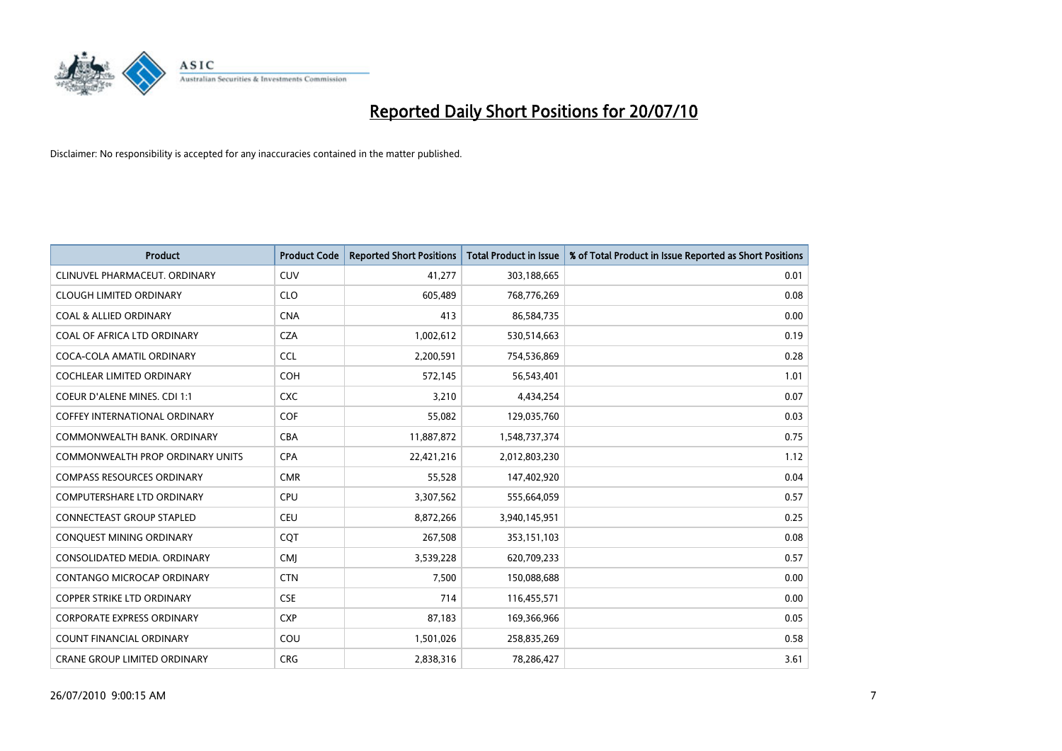# Reported Daily Short Positions for 20/07/10

Disclaimer: No responsibility is accepted for any inaccuracies contained in the matter published.

| Product | Product Code | Reported Short Positions | Total Product in Issue | % of Total Product in Issue Reported as Short Positions |
|---|---|---|---|---|
| CLINUVEL PHARMACEUT. ORDINARY | CUV | 41,277 | 303,188,665 | 0.01 |
| CLOUGH LIMITED ORDINARY | CLO | 605,489 | 768,776,269 | 0.08 |
| COAL & ALLIED ORDINARY | CNA | 413 | 86,584,735 | 0.00 |
| COAL OF AFRICA LTD ORDINARY | CZA | 1,002,612 | 530,514,663 | 0.19 |
| COCA-COLA AMATIL ORDINARY | CCL | 2,200,591 | 754,536,869 | 0.28 |
| COCHLEAR LIMITED ORDINARY | COH | 572,145 | 56,543,401 | 1.01 |
| COEUR D'ALENE MINES. CDI 1:1 | CXC | 3,210 | 4,434,254 | 0.07 |
| COFFEY INTERNATIONAL ORDINARY | COF | 55,082 | 129,035,760 | 0.03 |
| COMMONWEALTH BANK. ORDINARY | CBA | 11,887,872 | 1,548,737,374 | 0.75 |
| COMMONWEALTH PROP ORDINARY UNITS | CPA | 22,421,216 | 2,012,803,230 | 1.12 |
| COMPASS RESOURCES ORDINARY | CMR | 55,528 | 147,402,920 | 0.04 |
| COMPUTERSHARE LTD ORDINARY | CPU | 3,307,562 | 555,664,059 | 0.57 |
| CONNECTEAST GROUP STAPLED | CEU | 8,872,266 | 3,940,145,951 | 0.25 |
| CONQUEST MINING ORDINARY | CQT | 267,508 | 353,151,103 | 0.08 |
| CONSOLIDATED MEDIA. ORDINARY | CMJ | 3,539,228 | 620,709,233 | 0.57 |
| CONTANGO MICROCAP ORDINARY | CTN | 7,500 | 150,088,688 | 0.00 |
| COPPER STRIKE LTD ORDINARY | CSE | 714 | 116,455,571 | 0.00 |
| CORPORATE EXPRESS ORDINARY | CXP | 87,183 | 169,366,966 | 0.05 |
| COUNT FINANCIAL ORDINARY | COU | 1,501,026 | 258,835,269 | 0.58 |
| CRANE GROUP LIMITED ORDINARY | CRG | 2,838,316 | 78,286,427 | 3.61 |

26/07/2010 9:00:15 AM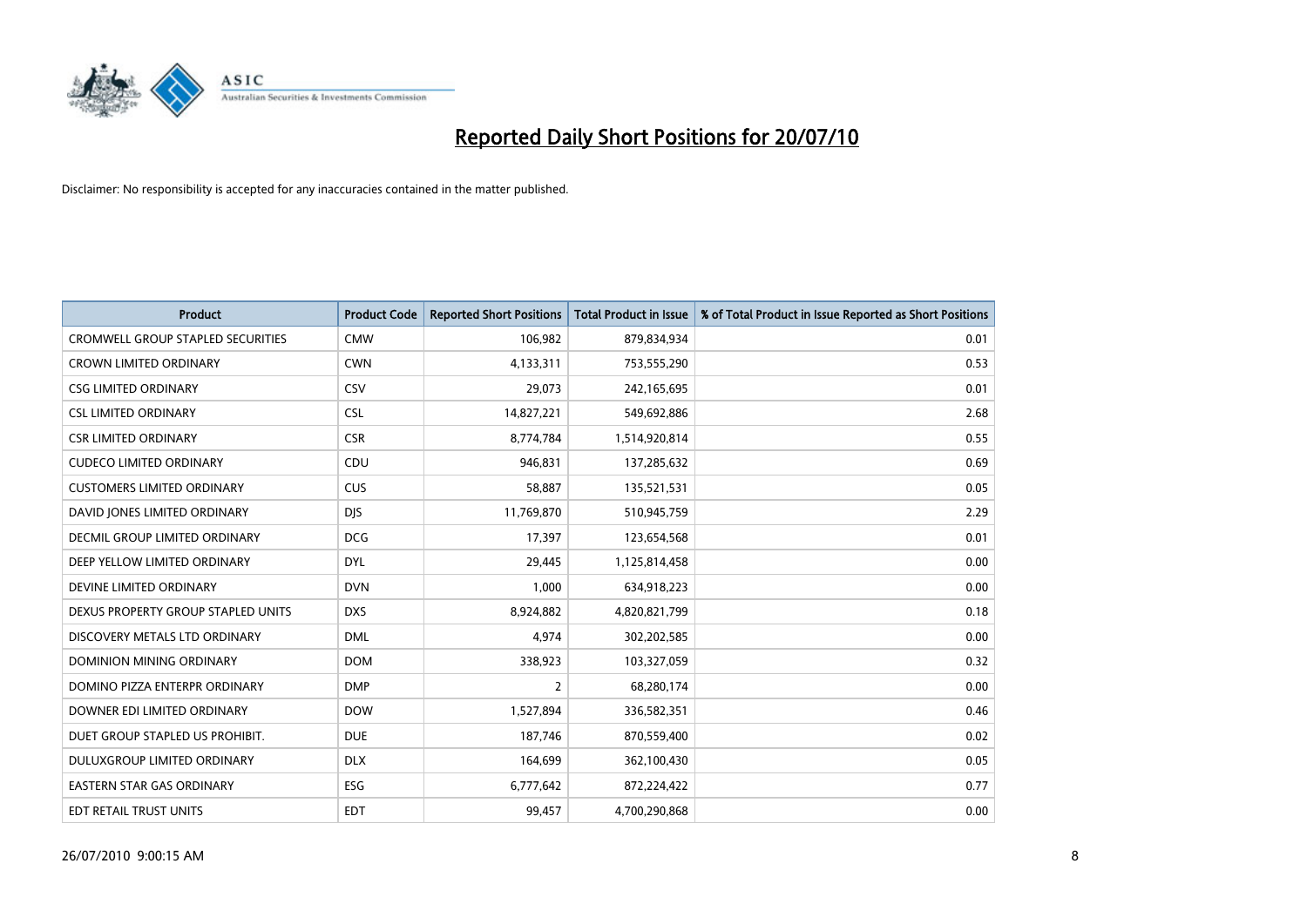# Reported Daily Short Positions for 20/07/10

Disclaimer: No responsibility is accepted for any inaccuracies contained in the matter published.

| Product | Product Code | Reported Short Positions | Total Product in Issue | % of Total Product in Issue Reported as Short Positions |
|---|---|---|---|---|
| CROMWELL GROUP STAPLED SECURITIES | CMW | 106,982 | 879,834,934 | 0.01 |
| CROWN LIMITED ORDINARY | CWN | 4,133,311 | 753,555,290 | 0.53 |
| CSG LIMITED ORDINARY | CSV | 29,073 | 242,165,695 | 0.01 |
| CSL LIMITED ORDINARY | CSL | 14,827,221 | 549,692,886 | 2.68 |
| CSR LIMITED ORDINARY | CSR | 8,774,784 | 1,514,920,814 | 0.55 |
| CUDECO LIMITED ORDINARY | CDU | 946,831 | 137,285,632 | 0.69 |
| CUSTOMERS LIMITED ORDINARY | CUS | 58,887 | 135,521,531 | 0.05 |
| DAVID JONES LIMITED ORDINARY | DJS | 11,769,870 | 510,945,759 | 2.29 |
| DECMIL GROUP LIMITED ORDINARY | DCG | 17,397 | 123,654,568 | 0.01 |
| DEEP YELLOW LIMITED ORDINARY | DYL | 29,445 | 1,125,814,458 | 0.00 |
| DEVINE LIMITED ORDINARY | DVN | 1,000 | 634,918,223 | 0.00 |
| DEXUS PROPERTY GROUP STAPLED UNITS | DXS | 8,924,882 | 4,820,821,799 | 0.18 |
| DISCOVERY METALS LTD ORDINARY | DML | 4,974 | 302,202,585 | 0.00 |
| DOMINION MINING ORDINARY | DOM | 338,923 | 103,327,059 | 0.32 |
| DOMINO PIZZA ENTERPR ORDINARY | DMP | 2 | 68,280,174 | 0.00 |
| DOWNER EDI LIMITED ORDINARY | DOW | 1,527,894 | 336,582,351 | 0.46 |
| DUET GROUP STAPLED US PROHIBIT. | DUE | 187,746 | 870,559,400 | 0.02 |
| DULUXGROUP LIMITED ORDINARY | DLX | 164,699 | 362,100,430 | 0.05 |
| EASTERN STAR GAS ORDINARY | ESG | 6,777,642 | 872,224,422 | 0.77 |
| EDT RETAIL TRUST UNITS | EDT | 99,457 | 4,700,290,868 | 0.00 |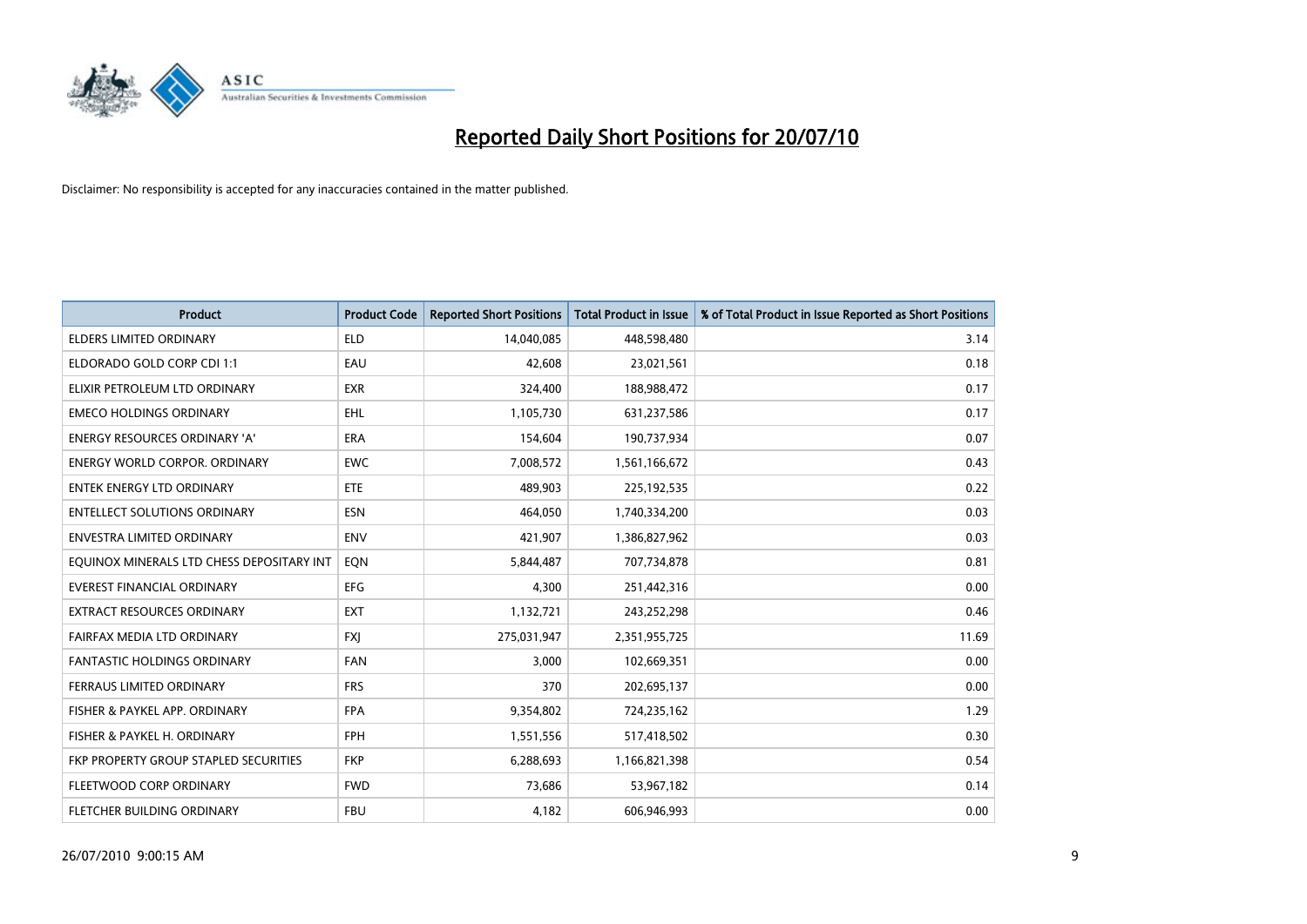# Reported Daily Short Positions for 20/07/10

Disclaimer: No responsibility is accepted for any inaccuracies contained in the matter published.

| Product | Product Code | Reported Short Positions | Total Product in Issue | % of Total Product in Issue Reported as Short Positions |
|---|---|---|---|---|
| ELDERS LIMITED ORDINARY | ELD | 14,040,085 | 448,598,480 | 3.14 |
| ELDORADO GOLD CORP CDI 1:1 | EAU | 42,608 | 23,021,561 | 0.18 |
| ELIXIR PETROLEUM LTD ORDINARY | EXR | 324,400 | 188,988,472 | 0.17 |
| EMECO HOLDINGS ORDINARY | EHL | 1,105,730 | 631,237,586 | 0.17 |
| ENERGY RESOURCES ORDINARY 'A' | ERA | 154,604 | 190,737,934 | 0.07 |
| ENERGY WORLD CORPOR. ORDINARY | EWC | 7,008,572 | 1,561,166,672 | 0.43 |
| ENTEK ENERGY LTD ORDINARY | ETE | 489,903 | 225,192,535 | 0.22 |
| ENTELLECT SOLUTIONS ORDINARY | ESN | 464,050 | 1,740,334,200 | 0.03 |
| ENVESTRA LIMITED ORDINARY | ENV | 421,907 | 1,386,827,962 | 0.03 |
| EQUINOX MINERALS LTD CHESS DEPOSITARY INT | EQN | 5,844,487 | 707,734,878 | 0.81 |
| EVEREST FINANCIAL ORDINARY | EFG | 4,300 | 251,442,316 | 0.00 |
| EXTRACT RESOURCES ORDINARY | EXT | 1,132,721 | 243,252,298 | 0.46 |
| FAIRFAX MEDIA LTD ORDINARY | FXJ | 275,031,947 | 2,351,955,725 | 11.69 |
| FANTASTIC HOLDINGS ORDINARY | FAN | 3,000 | 102,669,351 | 0.00 |
| FERRAUS LIMITED ORDINARY | FRS | 370 | 202,695,137 | 0.00 |
| FISHER & PAYKEL APP. ORDINARY | FPA | 9,354,802 | 724,235,162 | 1.29 |
| FISHER & PAYKEL H. ORDINARY | FPH | 1,551,556 | 517,418,502 | 0.30 |
| FKP PROPERTY GROUP STAPLED SECURITIES | FKP | 6,288,693 | 1,166,821,398 | 0.54 |
| FLEETWOOD CORP ORDINARY | FWD | 73,686 | 53,967,182 | 0.14 |
| FLETCHER BUILDING ORDINARY | FBU | 4,182 | 606,946,993 | 0.00 |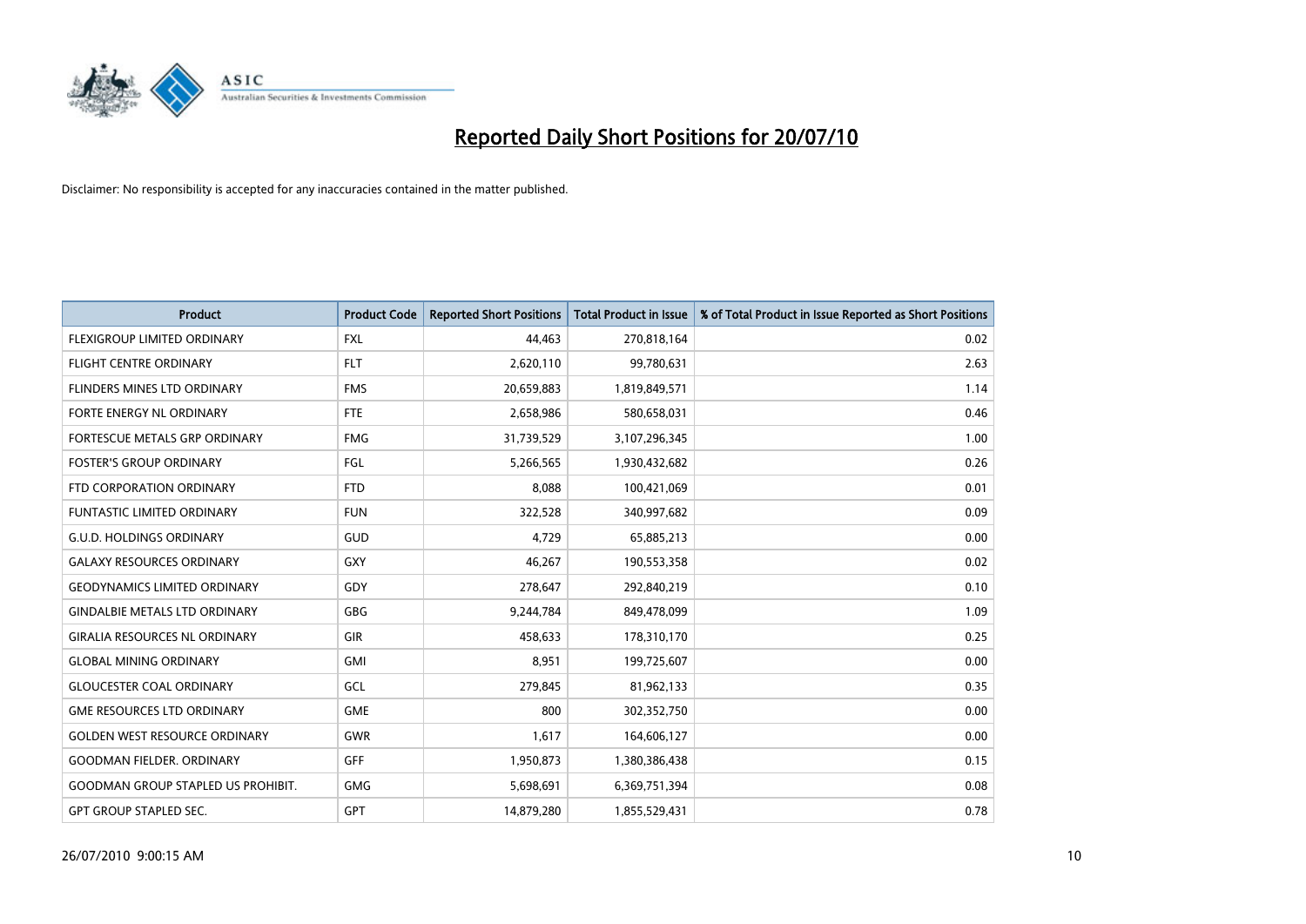# Reported Daily Short Positions for 20/07/10

Disclaimer: No responsibility is accepted for any inaccuracies contained in the matter published.

| Product | Product Code | Reported Short Positions | Total Product in Issue | % of Total Product in Issue Reported as Short Positions |
|---|---|---|---|---|
| FLEXIGROUP LIMITED ORDINARY | FXL | 44,463 | 270,818,164 | 0.02 |
| FLIGHT CENTRE ORDINARY | FLT | 2,620,110 | 99,780,631 | 2.63 |
| FLINDERS MINES LTD ORDINARY | FMS | 20,659,883 | 1,819,849,571 | 1.14 |
| FORTE ENERGY NL ORDINARY | FTE | 2,658,986 | 580,658,031 | 0.46 |
| FORTESCUE METALS GRP ORDINARY | FMG | 31,739,529 | 3,107,296,345 | 1.00 |
| FOSTER'S GROUP ORDINARY | FGL | 5,266,565 | 1,930,432,682 | 0.26 |
| FTD CORPORATION ORDINARY | FTD | 8,088 | 100,421,069 | 0.01 |
| FUNTASTIC LIMITED ORDINARY | FUN | 322,528 | 340,997,682 | 0.09 |
| G.U.D. HOLDINGS ORDINARY | GUD | 4,729 | 65,885,213 | 0.00 |
| GALAXY RESOURCES ORDINARY | GXY | 46,267 | 190,553,358 | 0.02 |
| GEODYNAMICS LIMITED ORDINARY | GDY | 278,647 | 292,840,219 | 0.10 |
| GINDALBIE METALS LTD ORDINARY | GBG | 9,244,784 | 849,478,099 | 1.09 |
| GIRALIA RESOURCES NL ORDINARY | GIR | 458,633 | 178,310,170 | 0.25 |
| GLOBAL MINING ORDINARY | GMI | 8,951 | 199,725,607 | 0.00 |
| GLOUCESTER COAL ORDINARY | GCL | 279,845 | 81,962,133 | 0.35 |
| GME RESOURCES LTD ORDINARY | GME | 800 | 302,352,750 | 0.00 |
| GOLDEN WEST RESOURCE ORDINARY | GWR | 1,617 | 164,606,127 | 0.00 |
| GOODMAN FIELDER. ORDINARY | GFF | 1,950,873 | 1,380,386,438 | 0.15 |
| GOODMAN GROUP STAPLED US PROHIBIT. | GMG | 5,698,691 | 6,369,751,394 | 0.08 |
| GPT GROUP STAPLED SEC. | GPT | 14,879,280 | 1,855,529,431 | 0.78 |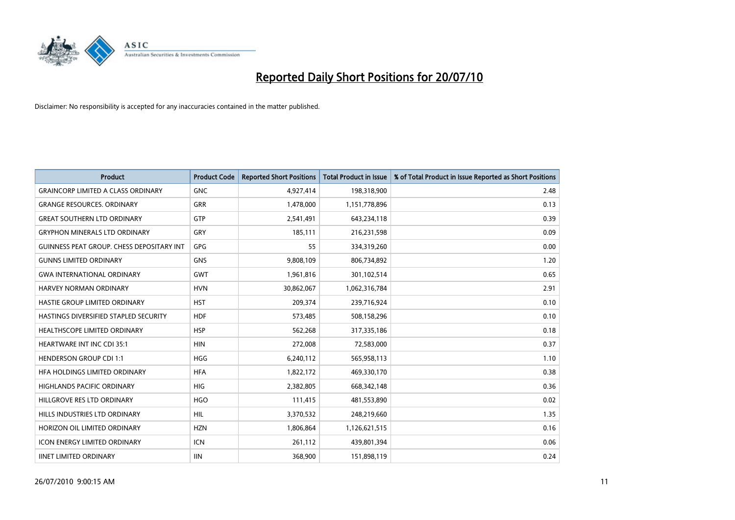# Reported Daily Short Positions for 20/07/10

Disclaimer: No responsibility is accepted for any inaccuracies contained in the matter published.

| Product | Product Code | Reported Short Positions | Total Product in Issue | % of Total Product in Issue Reported as Short Positions |
|---|---|---|---|---|
| GRAINCORP LIMITED A CLASS ORDINARY | GNC | 4,927,414 | 198,318,900 | 2.48 |
| GRANGE RESOURCES. ORDINARY | GRR | 1,478,000 | 1,151,778,896 | 0.13 |
| GREAT SOUTHERN LTD ORDINARY | GTP | 2,541,491 | 643,234,118 | 0.39 |
| GRYPHON MINERALS LTD ORDINARY | GRY | 185,111 | 216,231,598 | 0.09 |
| GUINNESS PEAT GROUP. CHESS DEPOSITARY INT | GPG | 55 | 334,319,260 | 0.00 |
| GUNNS LIMITED ORDINARY | GNS | 9,808,109 | 806,734,892 | 1.20 |
| GWA INTERNATIONAL ORDINARY | GWT | 1,961,816 | 301,102,514 | 0.65 |
| HARVEY NORMAN ORDINARY | HVN | 30,862,067 | 1,062,316,784 | 2.91 |
| HASTIE GROUP LIMITED ORDINARY | HST | 209,374 | 239,716,924 | 0.10 |
| HASTINGS DIVERSIFIED STAPLED SECURITY | HDF | 573,485 | 508,158,296 | 0.10 |
| HEALTHSCOPE LIMITED ORDINARY | HSP | 562,268 | 317,335,186 | 0.18 |
| HEARTWARE INT INC CDI 35:1 | HIN | 272,008 | 72,583,000 | 0.37 |
| HENDERSON GROUP CDI 1:1 | HGG | 6,240,112 | 565,958,113 | 1.10 |
| HFA HOLDINGS LIMITED ORDINARY | HFA | 1,822,172 | 469,330,170 | 0.38 |
| HIGHLANDS PACIFIC ORDINARY | HIG | 2,382,805 | 668,342,148 | 0.36 |
| HILLGROVE RES LTD ORDINARY | HGO | 111,415 | 481,553,890 | 0.02 |
| HILLS INDUSTRIES LTD ORDINARY | HIL | 3,370,532 | 248,219,660 | 1.35 |
| HORIZON OIL LIMITED ORDINARY | HZN | 1,806,864 | 1,126,621,515 | 0.16 |
| ICON ENERGY LIMITED ORDINARY | ICN | 261,112 | 439,801,394 | 0.06 |
| IINET LIMITED ORDINARY | IIN | 368,900 | 151,898,119 | 0.24 |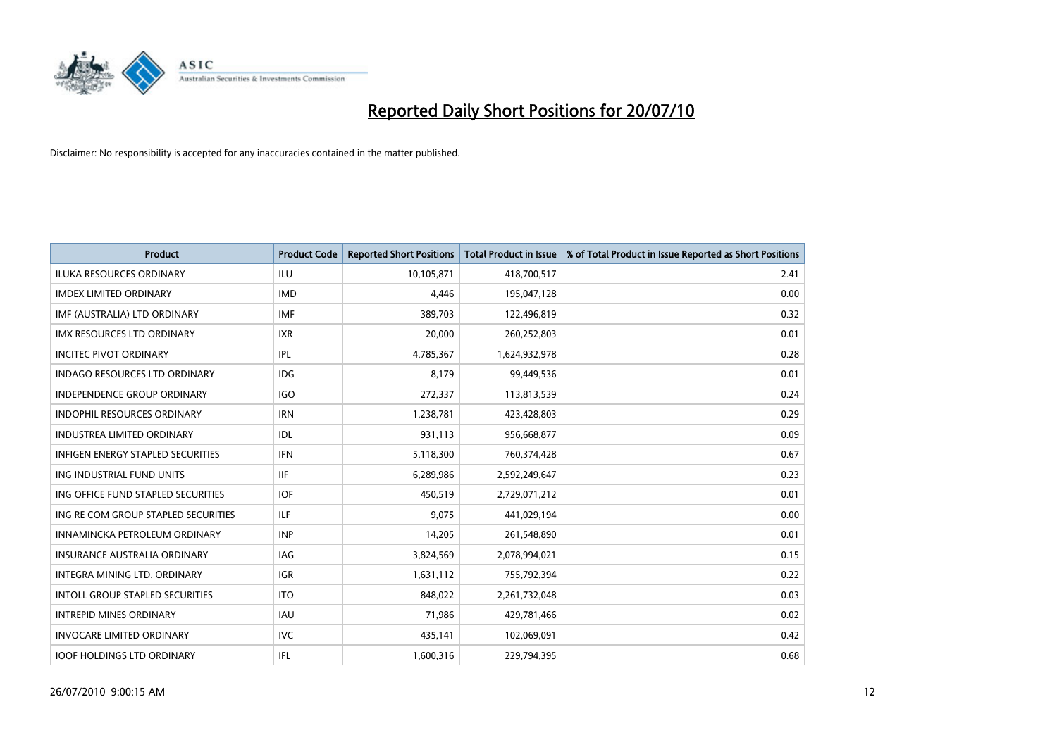# Reported Daily Short Positions for 20/07/10

Disclaimer: No responsibility is accepted for any inaccuracies contained in the matter published.

| Product | Product Code | Reported Short Positions | Total Product in Issue | % of Total Product in Issue Reported as Short Positions |
|---|---|---|---|---|
| ILUKA RESOURCES ORDINARY | ILU | 10,105,871 | 418,700,517 | 2.41 |
| IMDEX LIMITED ORDINARY | IMD | 4,446 | 195,047,128 | 0.00 |
| IMF (AUSTRALIA) LTD ORDINARY | IMF | 389,703 | 122,496,819 | 0.32 |
| IMX RESOURCES LTD ORDINARY | IXR | 20,000 | 260,252,803 | 0.01 |
| INCITEC PIVOT ORDINARY | IPL | 4,785,367 | 1,624,932,978 | 0.28 |
| INDAGO RESOURCES LTD ORDINARY | IDG | 8,179 | 99,449,536 | 0.01 |
| INDEPENDENCE GROUP ORDINARY | IGO | 272,337 | 113,813,539 | 0.24 |
| INDOPHIL RESOURCES ORDINARY | IRN | 1,238,781 | 423,428,803 | 0.29 |
| INDUSTREA LIMITED ORDINARY | IDL | 931,113 | 956,668,877 | 0.09 |
| INFIGEN ENERGY STAPLED SECURITIES | IFN | 5,118,300 | 760,374,428 | 0.67 |
| ING INDUSTRIAL FUND UNITS | IIF | 6,289,986 | 2,592,249,647 | 0.23 |
| ING OFFICE FUND STAPLED SECURITIES | IOF | 450,519 | 2,729,071,212 | 0.01 |
| ING RE COM GROUP STAPLED SECURITIES | ILF | 9,075 | 441,029,194 | 0.00 |
| INNAMINCKA PETROLEUM ORDINARY | INP | 14,205 | 261,548,890 | 0.01 |
| INSURANCE AUSTRALIA ORDINARY | IAG | 3,824,569 | 2,078,994,021 | 0.15 |
| INTEGRA MINING LTD. ORDINARY | IGR | 1,631,112 | 755,792,394 | 0.22 |
| INTOLL GROUP STAPLED SECURITIES | ITO | 848,022 | 2,261,732,048 | 0.03 |
| INTREPID MINES ORDINARY | IAU | 71,986 | 429,781,466 | 0.02 |
| INVOCARE LIMITED ORDINARY | IVC | 435,141 | 102,069,091 | 0.42 |
| IOOF HOLDINGS LTD ORDINARY | IFL | 1,600,316 | 229,794,395 | 0.68 |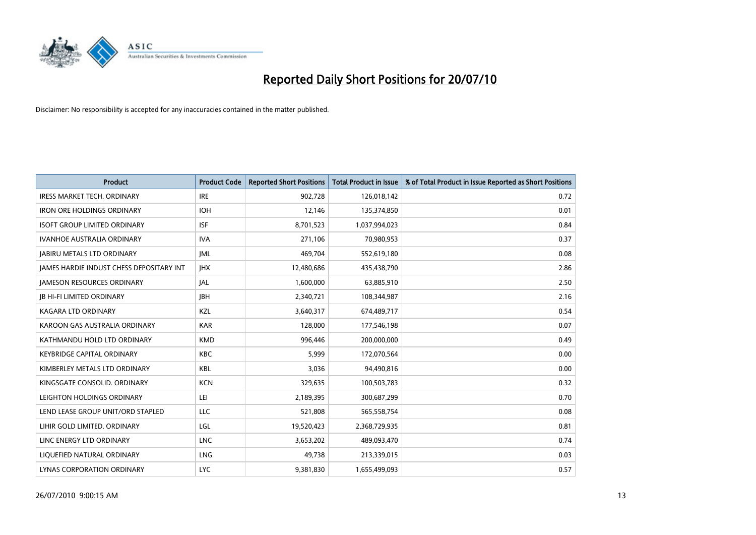# Reported Daily Short Positions for 20/07/10

Disclaimer: No responsibility is accepted for any inaccuracies contained in the matter published.

| Product | Product Code | Reported Short Positions | Total Product in Issue | % of Total Product in Issue Reported as Short Positions |
|---|---|---|---|---|
| IRESS MARKET TECH. ORDINARY | IRE | 902,728 | 126,018,142 | 0.72 |
| IRON ORE HOLDINGS ORDINARY | IOH | 12,146 | 135,374,850 | 0.01 |
| ISOFT GROUP LIMITED ORDINARY | ISF | 8,701,523 | 1,037,994,023 | 0.84 |
| IVANHOE AUSTRALIA ORDINARY | IVA | 271,106 | 70,980,953 | 0.37 |
| JABIRU METALS LTD ORDINARY | JML | 469,704 | 552,619,180 | 0.08 |
| JAMES HARDIE INDUST CHESS DEPOSITARY INT | JHX | 12,480,686 | 435,438,790 | 2.86 |
| JAMESON RESOURCES ORDINARY | JAL | 1,600,000 | 63,885,910 | 2.50 |
| JB HI-FI LIMITED ORDINARY | JBH | 2,340,721 | 108,344,987 | 2.16 |
| KAGARA LTD ORDINARY | KZL | 3,640,317 | 674,489,717 | 0.54 |
| KAROON GAS AUSTRALIA ORDINARY | KAR | 128,000 | 177,546,198 | 0.07 |
| KATHMANDU HOLD LTD ORDINARY | KMD | 996,446 | 200,000,000 | 0.49 |
| KEYBRIDGE CAPITAL ORDINARY | KBC | 5,999 | 172,070,564 | 0.00 |
| KIMBERLEY METALS LTD ORDINARY | KBL | 3,036 | 94,490,816 | 0.00 |
| KINGSGATE CONSOLID. ORDINARY | KCN | 329,635 | 100,503,783 | 0.32 |
| LEIGHTON HOLDINGS ORDINARY | LEI | 2,189,395 | 300,687,299 | 0.70 |
| LEND LEASE GROUP UNIT/ORD STAPLED | LLC | 521,808 | 565,558,754 | 0.08 |
| LIHIR GOLD LIMITED. ORDINARY | LGL | 19,520,423 | 2,368,729,935 | 0.81 |
| LINC ENERGY LTD ORDINARY | LNC | 3,653,202 | 489,093,470 | 0.74 |
| LIQUEFIED NATURAL ORDINARY | LNG | 49,738 | 213,339,015 | 0.03 |
| LYNAS CORPORATION ORDINARY | LYC | 9,381,830 | 1,655,499,093 | 0.57 |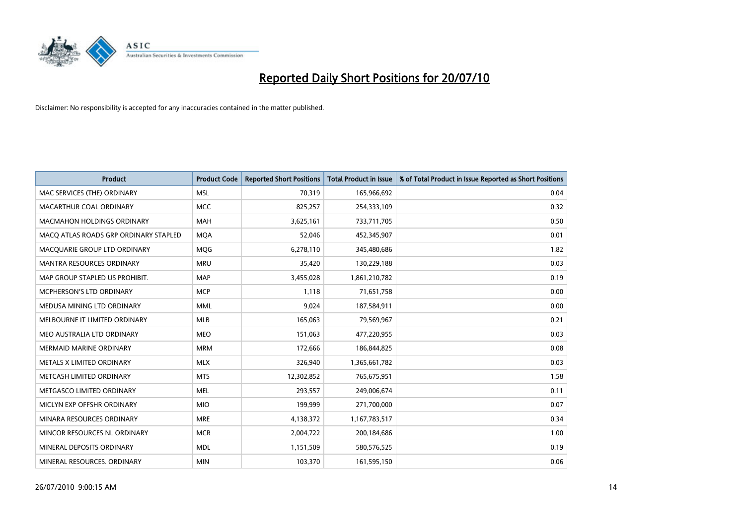# Reported Daily Short Positions for 20/07/10

Disclaimer: No responsibility is accepted for any inaccuracies contained in the matter published.

| Product | Product Code | Reported Short Positions | Total Product in Issue | % of Total Product in Issue Reported as Short Positions |
|---|---|---|---|---|
| MAC SERVICES (THE) ORDINARY | MSL | 70,319 | 165,966,692 | 0.04 |
| MACARTHUR COAL ORDINARY | MCC | 825,257 | 254,333,109 | 0.32 |
| MACMAHON HOLDINGS ORDINARY | MAH | 3,625,161 | 733,711,705 | 0.50 |
| MACQ ATLAS ROADS GRP ORDINARY STAPLED | MQA | 52,046 | 452,345,907 | 0.01 |
| MACQUARIE GROUP LTD ORDINARY | MQG | 6,278,110 | 345,480,686 | 1.82 |
| MANTRA RESOURCES ORDINARY | MRU | 35,420 | 130,229,188 | 0.03 |
| MAP GROUP STAPLED US PROHIBIT. | MAP | 3,455,028 | 1,861,210,782 | 0.19 |
| MCPHERSON'S LTD ORDINARY | MCP | 1,118 | 71,651,758 | 0.00 |
| MEDUSA MINING LTD ORDINARY | MML | 9,024 | 187,584,911 | 0.00 |
| MELBOURNE IT LIMITED ORDINARY | MLB | 165,063 | 79,569,967 | 0.21 |
| MEO AUSTRALIA LTD ORDINARY | MEO | 151,063 | 477,220,955 | 0.03 |
| MERMAID MARINE ORDINARY | MRM | 172,666 | 186,844,825 | 0.08 |
| METALS X LIMITED ORDINARY | MLX | 326,940 | 1,365,661,782 | 0.03 |
| METCASH LIMITED ORDINARY | MTS | 12,302,852 | 765,675,951 | 1.58 |
| METGASCO LIMITED ORDINARY | MEL | 293,557 | 249,006,674 | 0.11 |
| MICLYN EXP OFFSHR ORDINARY | MIO | 199,999 | 271,700,000 | 0.07 |
| MINARA RESOURCES ORDINARY | MRE | 4,138,372 | 1,167,783,517 | 0.34 |
| MINCOR RESOURCES NL ORDINARY | MCR | 2,004,722 | 200,184,686 | 1.00 |
| MINERAL DEPOSITS ORDINARY | MDL | 1,151,509 | 580,576,525 | 0.19 |
| MINERAL RESOURCES. ORDINARY | MIN | 103,370 | 161,595,150 | 0.06 |

26/07/2010 9:00:15 AM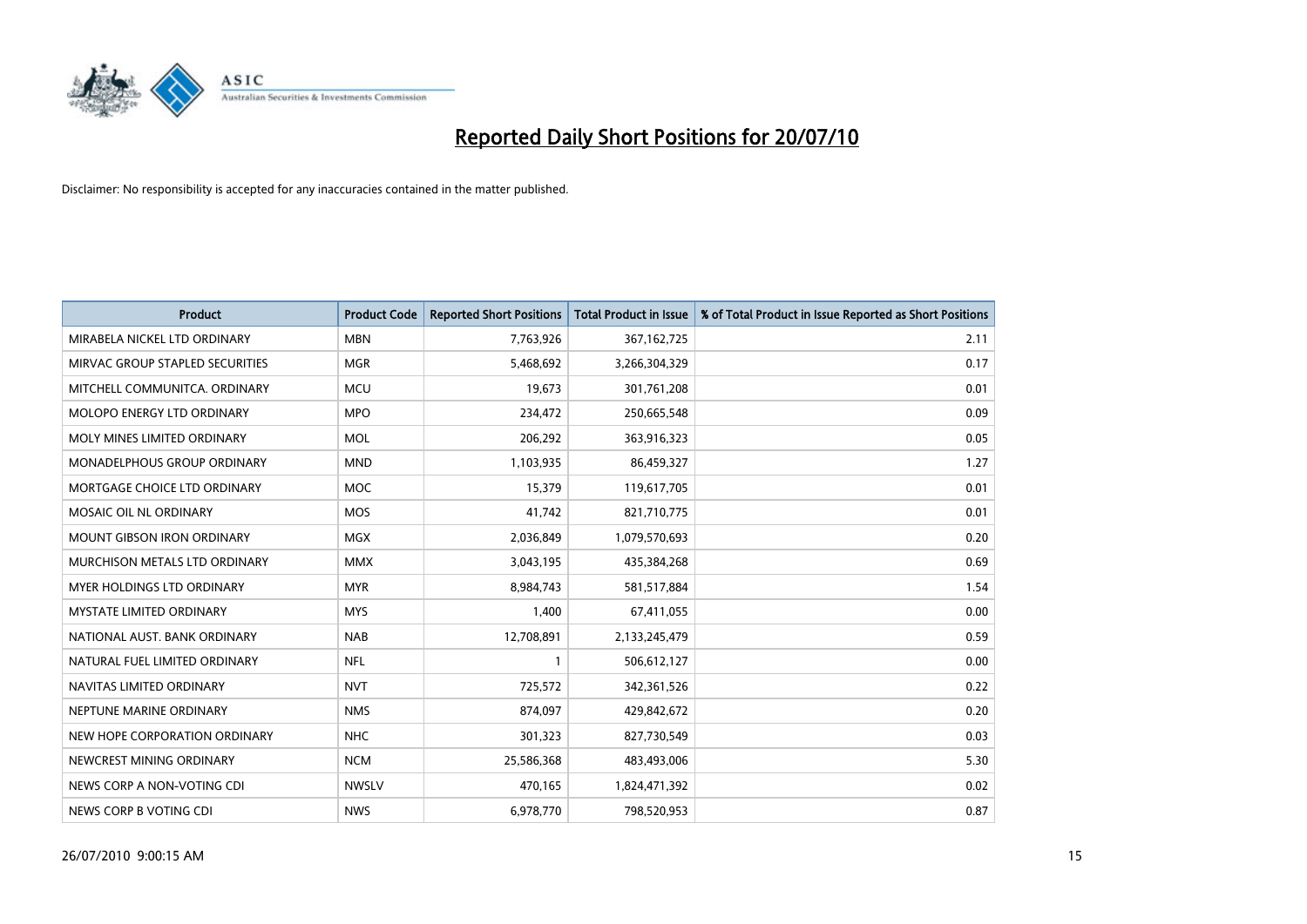# Reported Daily Short Positions for 20/07/10

Disclaimer: No responsibility is accepted for any inaccuracies contained in the matter published.

| Product | Product Code | Reported Short Positions | Total Product in Issue | % of Total Product in Issue Reported as Short Positions |
|---|---|---|---|---|
| MIRABELA NICKEL LTD ORDINARY | MBN | 7,763,926 | 367,162,725 | 2.11 |
| MIRVAC GROUP STAPLED SECURITIES | MGR | 5,468,692 | 3,266,304,329 | 0.17 |
| MITCHELL COMMUNITCA. ORDINARY | MCU | 19,673 | 301,761,208 | 0.01 |
| MOLOPO ENERGY LTD ORDINARY | MPO | 234,472 | 250,665,548 | 0.09 |
| MOLY MINES LIMITED ORDINARY | MOL | 206,292 | 363,916,323 | 0.05 |
| MONADELPHOUS GROUP ORDINARY | MND | 1,103,935 | 86,459,327 | 1.27 |
| MORTGAGE CHOICE LTD ORDINARY | MOC | 15,379 | 119,617,705 | 0.01 |
| MOSAIC OIL NL ORDINARY | MOS | 41,742 | 821,710,775 | 0.01 |
| MOUNT GIBSON IRON ORDINARY | MGX | 2,036,849 | 1,079,570,693 | 0.20 |
| MURCHISON METALS LTD ORDINARY | MMX | 3,043,195 | 435,384,268 | 0.69 |
| MYER HOLDINGS LTD ORDINARY | MYR | 8,984,743 | 581,517,884 | 1.54 |
| MYSTATE LIMITED ORDINARY | MYS | 1,400 | 67,411,055 | 0.00 |
| NATIONAL AUST. BANK ORDINARY | NAB | 12,708,891 | 2,133,245,479 | 0.59 |
| NATURAL FUEL LIMITED ORDINARY | NFL | 1 | 506,612,127 | 0.00 |
| NAVITAS LIMITED ORDINARY | NVT | 725,572 | 342,361,526 | 0.22 |
| NEPTUNE MARINE ORDINARY | NMS | 874,097 | 429,842,672 | 0.20 |
| NEW HOPE CORPORATION ORDINARY | NHC | 301,323 | 827,730,549 | 0.03 |
| NEWCREST MINING ORDINARY | NCM | 25,586,368 | 483,493,006 | 5.30 |
| NEWS CORP A NON-VOTING CDI | NWSLV | 470,165 | 1,824,471,392 | 0.02 |
| NEWS CORP B VOTING CDI | NWS | 6,978,770 | 798,520,953 | 0.87 |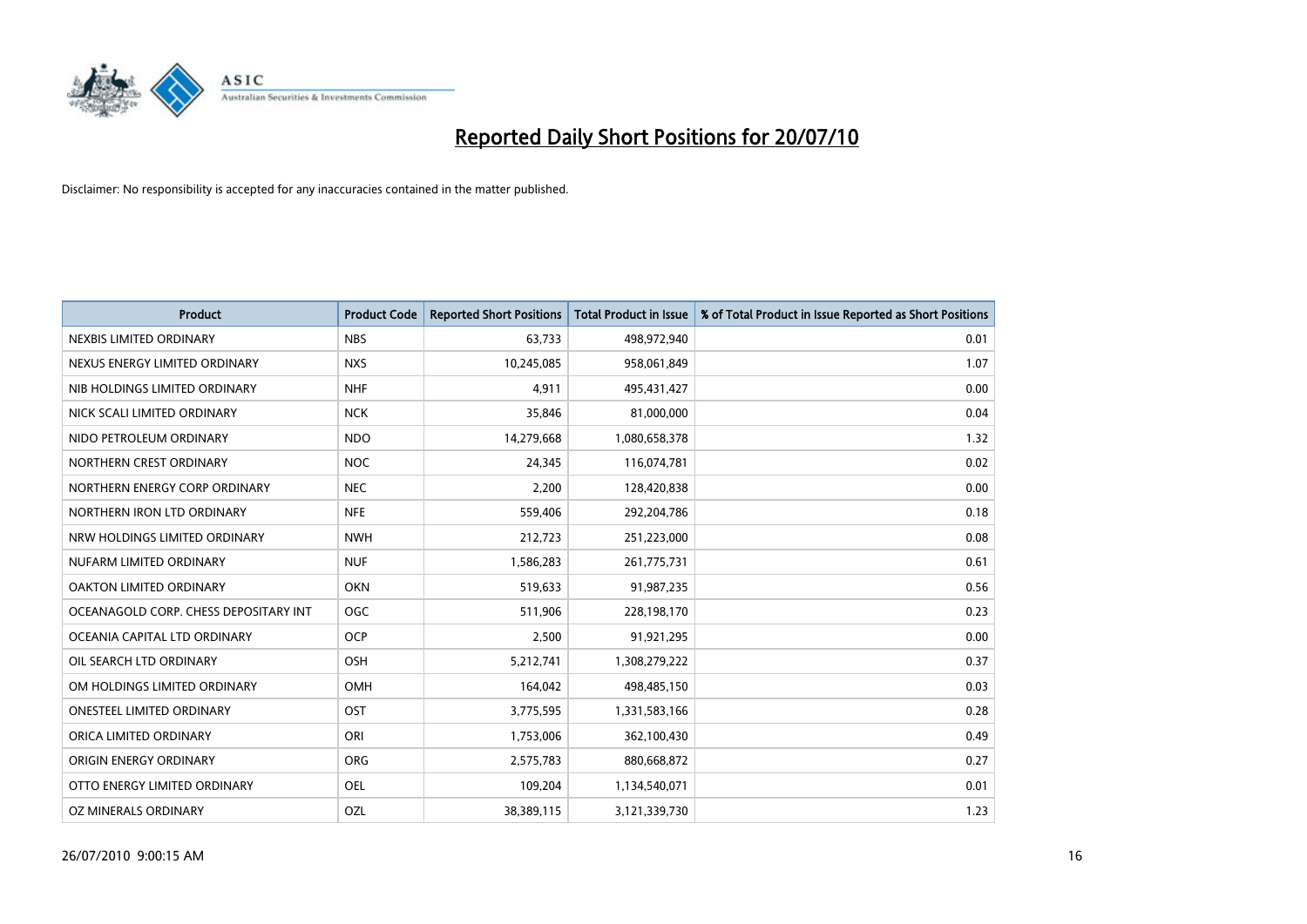# Reported Daily Short Positions for 20/07/10

Disclaimer: No responsibility is accepted for any inaccuracies contained in the matter published.

| Product | Product Code | Reported Short Positions | Total Product in Issue | % of Total Product in Issue Reported as Short Positions |
|---|---|---|---|---|
| NEXBIS LIMITED ORDINARY | NBS | 63,733 | 498,972,940 | 0.01 |
| NEXUS ENERGY LIMITED ORDINARY | NXS | 10,245,085 | 958,061,849 | 1.07 |
| NIB HOLDINGS LIMITED ORDINARY | NHF | 4,911 | 495,431,427 | 0.00 |
| NICK SCALI LIMITED ORDINARY | NCK | 35,846 | 81,000,000 | 0.04 |
| NIDO PETROLEUM ORDINARY | NDO | 14,279,668 | 1,080,658,378 | 1.32 |
| NORTHERN CREST ORDINARY | NOC | 24,345 | 116,074,781 | 0.02 |
| NORTHERN ENERGY CORP ORDINARY | NEC | 2,200 | 128,420,838 | 0.00 |
| NORTHERN IRON LTD ORDINARY | NFE | 559,406 | 292,204,786 | 0.18 |
| NRW HOLDINGS LIMITED ORDINARY | NWH | 212,723 | 251,223,000 | 0.08 |
| NUFARM LIMITED ORDINARY | NUF | 1,586,283 | 261,775,731 | 0.61 |
| OAKTON LIMITED ORDINARY | OKN | 519,633 | 91,987,235 | 0.56 |
| OCEANAGOLD CORP. CHESS DEPOSITARY INT | OGC | 511,906 | 228,198,170 | 0.23 |
| OCEANIA CAPITAL LTD ORDINARY | OCP | 2,500 | 91,921,295 | 0.00 |
| OIL SEARCH LTD ORDINARY | OSH | 5,212,741 | 1,308,279,222 | 0.37 |
| OM HOLDINGS LIMITED ORDINARY | OMH | 164,042 | 498,485,150 | 0.03 |
| ONESTEEL LIMITED ORDINARY | OST | 3,775,595 | 1,331,583,166 | 0.28 |
| ORICA LIMITED ORDINARY | ORI | 1,753,006 | 362,100,430 | 0.49 |
| ORIGIN ENERGY ORDINARY | ORG | 2,575,783 | 880,668,872 | 0.27 |
| OTTO ENERGY LIMITED ORDINARY | OEL | 109,204 | 1,134,540,071 | 0.01 |
| OZ MINERALS ORDINARY | OZL | 38,389,115 | 3,121,339,730 | 1.23 |

26/07/2010 9:00:15 AM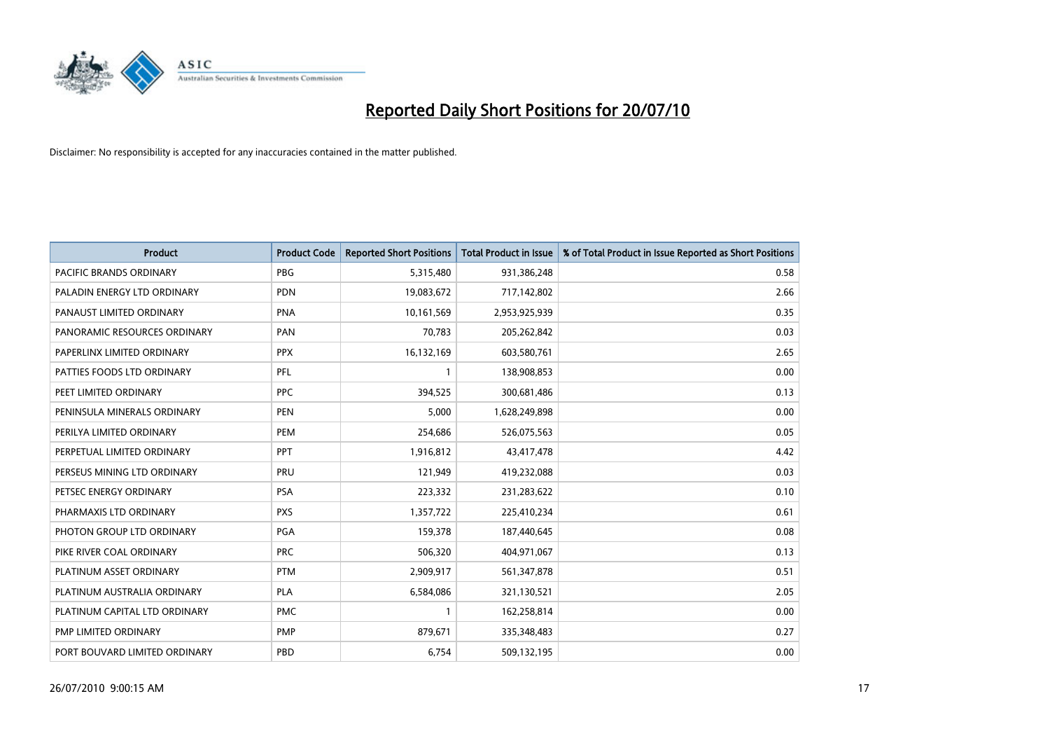# Reported Daily Short Positions for 20/07/10

Disclaimer: No responsibility is accepted for any inaccuracies contained in the matter published.

| Product | Product Code | Reported Short Positions | Total Product in Issue | % of Total Product in Issue Reported as Short Positions |
|---|---|---|---|---|
| PACIFIC BRANDS ORDINARY | PBG | 5,315,480 | 931,386,248 | 0.58 |
| PALADIN ENERGY LTD ORDINARY | PDN | 19,083,672 | 717,142,802 | 2.66 |
| PANAUST LIMITED ORDINARY | PNA | 10,161,569 | 2,953,925,939 | 0.35 |
| PANORAMIC RESOURCES ORDINARY | PAN | 70,783 | 205,262,842 | 0.03 |
| PAPERLINX LIMITED ORDINARY | PPX | 16,132,169 | 603,580,761 | 2.65 |
| PATTIES FOODS LTD ORDINARY | PFL | 1 | 138,908,853 | 0.00 |
| PEET LIMITED ORDINARY | PPC | 394,525 | 300,681,486 | 0.13 |
| PENINSULA MINERALS ORDINARY | PEN | 5,000 | 1,628,249,898 | 0.00 |
| PERILYA LIMITED ORDINARY | PEM | 254,686 | 526,075,563 | 0.05 |
| PERPETUAL LIMITED ORDINARY | PPT | 1,916,812 | 43,417,478 | 4.42 |
| PERSEUS MINING LTD ORDINARY | PRU | 121,949 | 419,232,088 | 0.03 |
| PETSEC ENERGY ORDINARY | PSA | 223,332 | 231,283,622 | 0.10 |
| PHARMAXIS LTD ORDINARY | PXS | 1,357,722 | 225,410,234 | 0.61 |
| PHOTON GROUP LTD ORDINARY | PGA | 159,378 | 187,440,645 | 0.08 |
| PIKE RIVER COAL ORDINARY | PRC | 506,320 | 404,971,067 | 0.13 |
| PLATINUM ASSET ORDINARY | PTM | 2,909,917 | 561,347,878 | 0.51 |
| PLATINUM AUSTRALIA ORDINARY | PLA | 6,584,086 | 321,130,521 | 2.05 |
| PLATINUM CAPITAL LTD ORDINARY | PMC | 1 | 162,258,814 | 0.00 |
| PMP LIMITED ORDINARY | PMP | 879,671 | 335,348,483 | 0.27 |
| PORT BOUVARD LIMITED ORDINARY | PBD | 6,754 | 509,132,195 | 0.00 |

26/07/2010 9:00:15 AM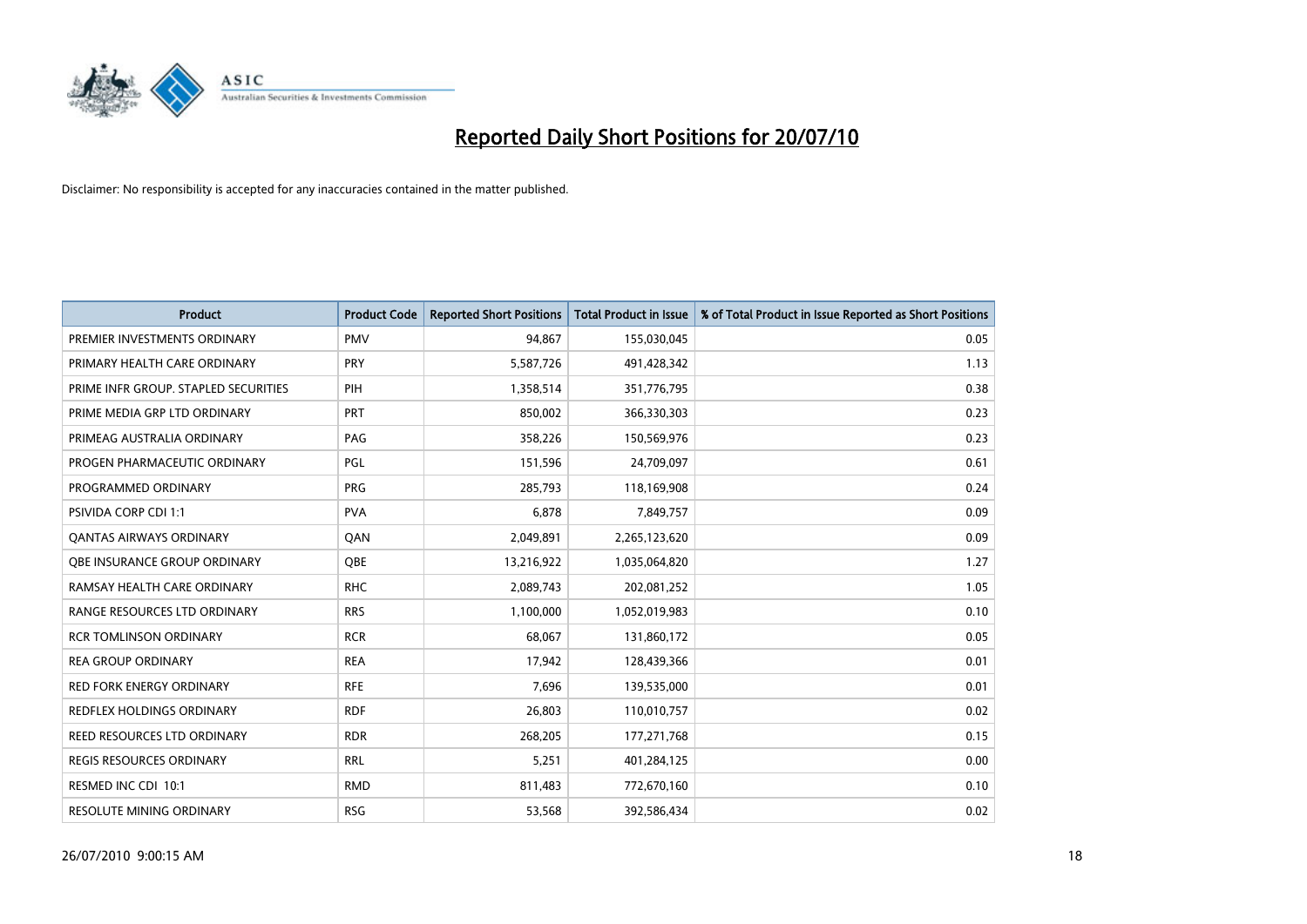# Reported Daily Short Positions for 20/07/10

Disclaimer: No responsibility is accepted for any inaccuracies contained in the matter published.

| Product | Product Code | Reported Short Positions | Total Product in Issue | % of Total Product in Issue Reported as Short Positions |
|---|---|---|---|---|
| PREMIER INVESTMENTS ORDINARY | PMV | 94,867 | 155,030,045 | 0.05 |
| PRIMARY HEALTH CARE ORDINARY | PRY | 5,587,726 | 491,428,342 | 1.13 |
| PRIME INFR GROUP. STAPLED SECURITIES | PIH | 1,358,514 | 351,776,795 | 0.38 |
| PRIME MEDIA GRP LTD ORDINARY | PRT | 850,002 | 366,330,303 | 0.23 |
| PRIMEAG AUSTRALIA ORDINARY | PAG | 358,226 | 150,569,976 | 0.23 |
| PROGEN PHARMACEUTIC ORDINARY | PGL | 151,596 | 24,709,097 | 0.61 |
| PROGRAMMED ORDINARY | PRG | 285,793 | 118,169,908 | 0.24 |
| PSIVIDA CORP CDI 1:1 | PVA | 6,878 | 7,849,757 | 0.09 |
| QANTAS AIRWAYS ORDINARY | QAN | 2,049,891 | 2,265,123,620 | 0.09 |
| QBE INSURANCE GROUP ORDINARY | QBE | 13,216,922 | 1,035,064,820 | 1.27 |
| RAMSAY HEALTH CARE ORDINARY | RHC | 2,089,743 | 202,081,252 | 1.05 |
| RANGE RESOURCES LTD ORDINARY | RRS | 1,100,000 | 1,052,019,983 | 0.10 |
| RCR TOMLINSON ORDINARY | RCR | 68,067 | 131,860,172 | 0.05 |
| REA GROUP ORDINARY | REA | 17,942 | 128,439,366 | 0.01 |
| RED FORK ENERGY ORDINARY | RFE | 7,696 | 139,535,000 | 0.01 |
| REDFLEX HOLDINGS ORDINARY | RDF | 26,803 | 110,010,757 | 0.02 |
| REED RESOURCES LTD ORDINARY | RDR | 268,205 | 177,271,768 | 0.15 |
| REGIS RESOURCES ORDINARY | RRL | 5,251 | 401,284,125 | 0.00 |
| RESMED INC CDI 10:1 | RMD | 811,483 | 772,670,160 | 0.10 |
| RESOLUTE MINING ORDINARY | RSG | 53,568 | 392,586,434 | 0.02 |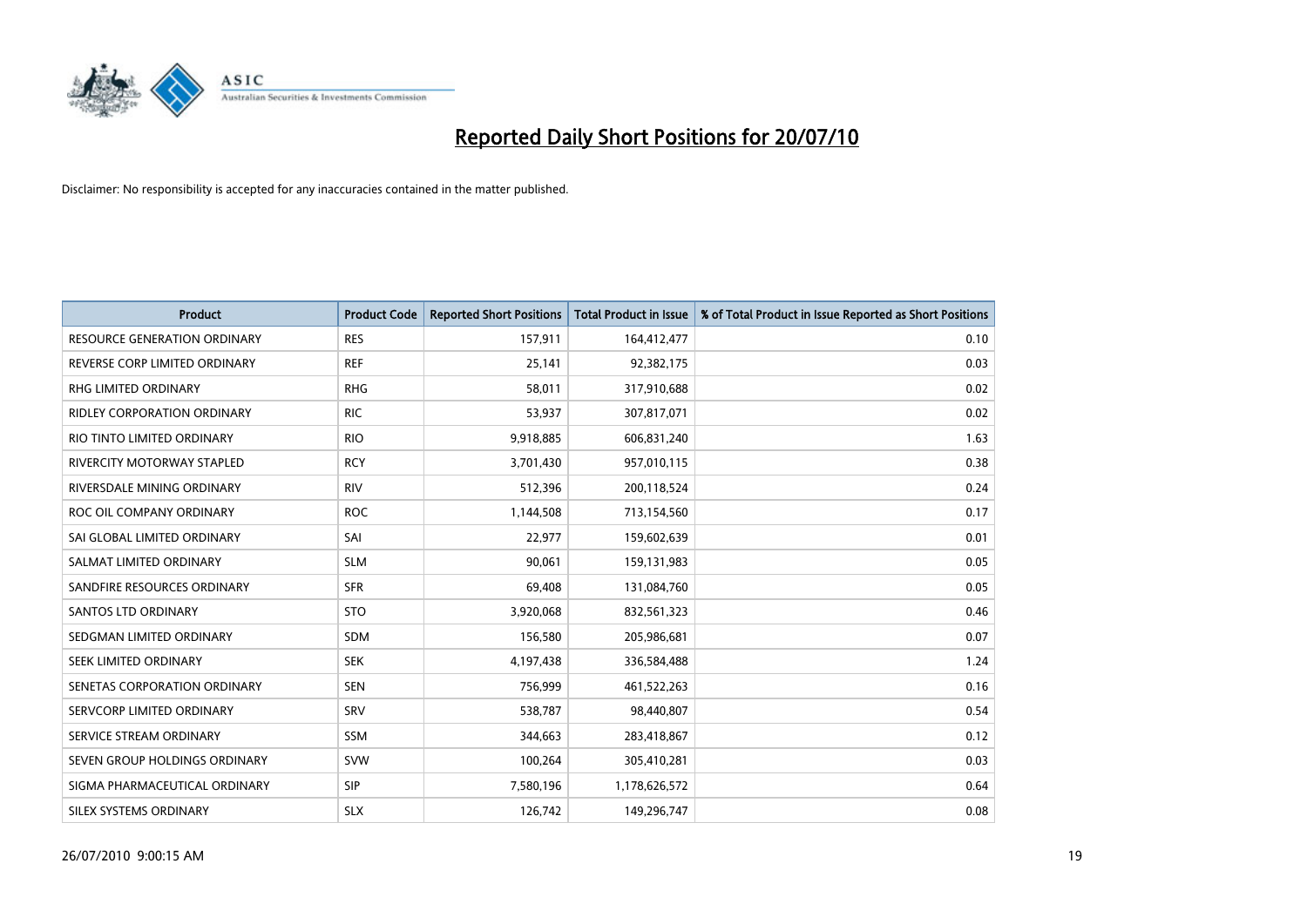# Reported Daily Short Positions for 20/07/10

Disclaimer: No responsibility is accepted for any inaccuracies contained in the matter published.

| Product | Product Code | Reported Short Positions | Total Product in Issue | % of Total Product in Issue Reported as Short Positions |
|---|---|---|---|---|
| RESOURCE GENERATION ORDINARY | RES | 157,911 | 164,412,477 | 0.10 |
| REVERSE CORP LIMITED ORDINARY | REF | 25,141 | 92,382,175 | 0.03 |
| RHG LIMITED ORDINARY | RHG | 58,011 | 317,910,688 | 0.02 |
| RIDLEY CORPORATION ORDINARY | RIC | 53,937 | 307,817,071 | 0.02 |
| RIO TINTO LIMITED ORDINARY | RIO | 9,918,885 | 606,831,240 | 1.63 |
| RIVERCITY MOTORWAY STAPLED | RCY | 3,701,430 | 957,010,115 | 0.38 |
| RIVERSDALE MINING ORDINARY | RIV | 512,396 | 200,118,524 | 0.24 |
| ROC OIL COMPANY ORDINARY | ROC | 1,144,508 | 713,154,560 | 0.17 |
| SAI GLOBAL LIMITED ORDINARY | SAI | 22,977 | 159,602,639 | 0.01 |
| SALMAT LIMITED ORDINARY | SLM | 90,061 | 159,131,983 | 0.05 |
| SANDFIRE RESOURCES ORDINARY | SFR | 69,408 | 131,084,760 | 0.05 |
| SANTOS LTD ORDINARY | STO | 3,920,068 | 832,561,323 | 0.46 |
| SEDGMAN LIMITED ORDINARY | SDM | 156,580 | 205,986,681 | 0.07 |
| SEEK LIMITED ORDINARY | SEK | 4,197,438 | 336,584,488 | 1.24 |
| SENETAS CORPORATION ORDINARY | SEN | 756,999 | 461,522,263 | 0.16 |
| SERVCORP LIMITED ORDINARY | SRV | 538,787 | 98,440,807 | 0.54 |
| SERVICE STREAM ORDINARY | SSM | 344,663 | 283,418,867 | 0.12 |
| SEVEN GROUP HOLDINGS ORDINARY | SVW | 100,264 | 305,410,281 | 0.03 |
| SIGMA PHARMACEUTICAL ORDINARY | SIP | 7,580,196 | 1,178,626,572 | 0.64 |
| SILEX SYSTEMS ORDINARY | SLX | 126,742 | 149,296,747 | 0.08 |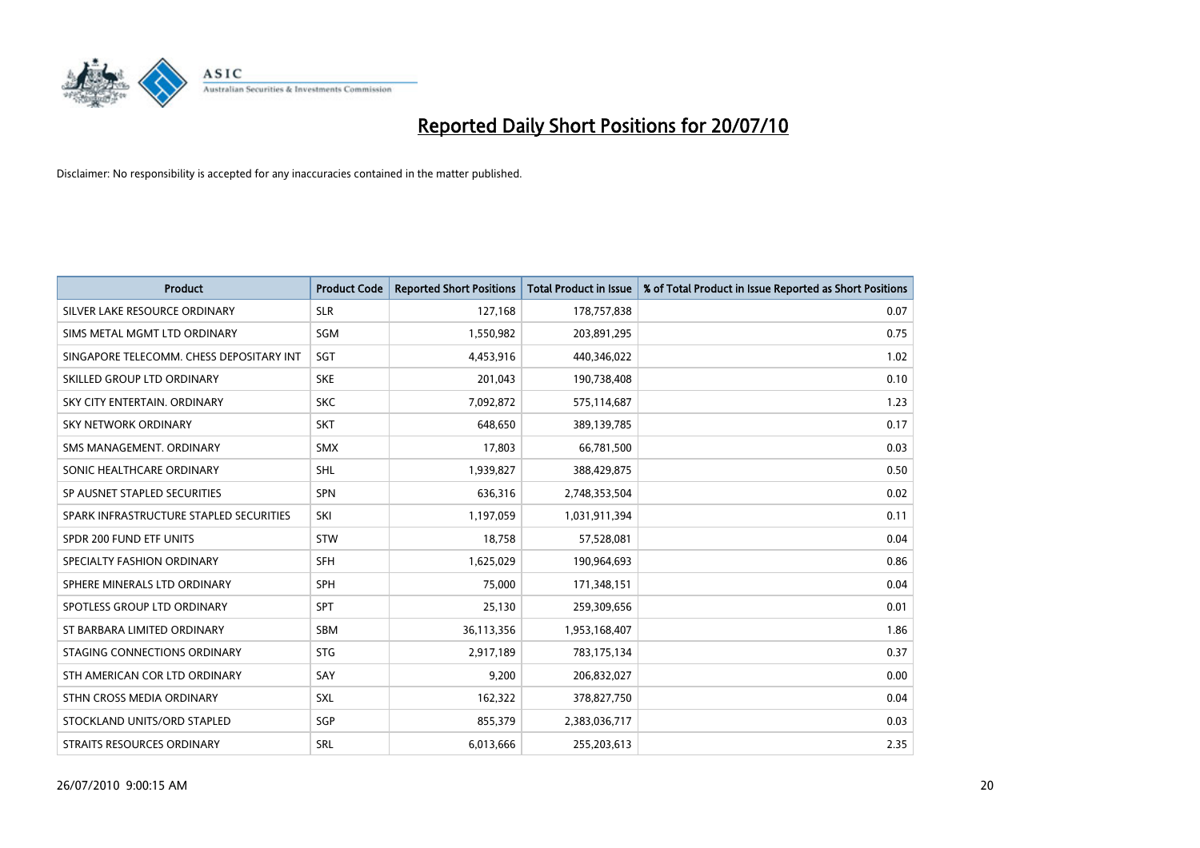# Reported Daily Short Positions for 20/07/10

Disclaimer: No responsibility is accepted for any inaccuracies contained in the matter published.

| Product | Product Code | Reported Short Positions | Total Product in Issue | % of Total Product in Issue Reported as Short Positions |
|---|---|---|---|---|
| SILVER LAKE RESOURCE ORDINARY | SLR | 127,168 | 178,757,838 | 0.07 |
| SIMS METAL MGMT LTD ORDINARY | SGM | 1,550,982 | 203,891,295 | 0.75 |
| SINGAPORE TELECOMM. CHESS DEPOSITARY INT | SGT | 4,453,916 | 440,346,022 | 1.02 |
| SKILLED GROUP LTD ORDINARY | SKE | 201,043 | 190,738,408 | 0.10 |
| SKY CITY ENTERTAIN. ORDINARY | SKC | 7,092,872 | 575,114,687 | 1.23 |
| SKY NETWORK ORDINARY | SKT | 648,650 | 389,139,785 | 0.17 |
| SMS MANAGEMENT. ORDINARY | SMX | 17,803 | 66,781,500 | 0.03 |
| SONIC HEALTHCARE ORDINARY | SHL | 1,939,827 | 388,429,875 | 0.50 |
| SP AUSNET STAPLED SECURITIES | SPN | 636,316 | 2,748,353,504 | 0.02 |
| SPARK INFRASTRUCTURE STAPLED SECURITIES | SKI | 1,197,059 | 1,031,911,394 | 0.11 |
| SPDR 200 FUND ETF UNITS | STW | 18,758 | 57,528,081 | 0.04 |
| SPECIALTY FASHION ORDINARY | SFH | 1,625,029 | 190,964,693 | 0.86 |
| SPHERE MINERALS LTD ORDINARY | SPH | 75,000 | 171,348,151 | 0.04 |
| SPOTLESS GROUP LTD ORDINARY | SPT | 25,130 | 259,309,656 | 0.01 |
| ST BARBARA LIMITED ORDINARY | SBM | 36,113,356 | 1,953,168,407 | 1.86 |
| STAGING CONNECTIONS ORDINARY | STG | 2,917,189 | 783,175,134 | 0.37 |
| STH AMERICAN COR LTD ORDINARY | SAY | 9,200 | 206,832,027 | 0.00 |
| STHN CROSS MEDIA ORDINARY | SXL | 162,322 | 378,827,750 | 0.04 |
| STOCKLAND UNITS/ORD STAPLED | SGP | 855,379 | 2,383,036,717 | 0.03 |
| STRAITS RESOURCES ORDINARY | SRL | 6,013,666 | 255,203,613 | 2.35 |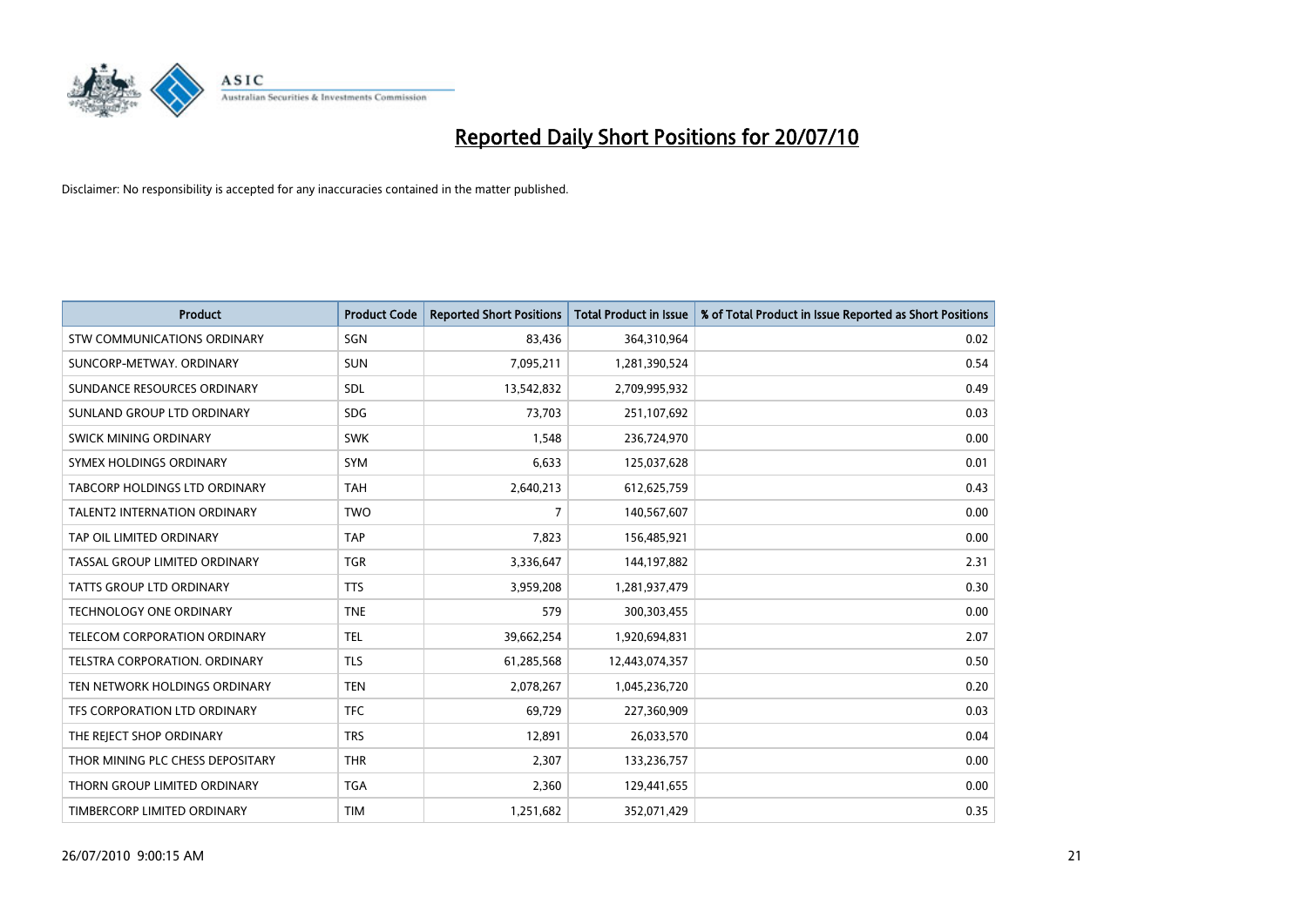# Reported Daily Short Positions for 20/07/10

Disclaimer: No responsibility is accepted for any inaccuracies contained in the matter published.

| Product | Product Code | Reported Short Positions | Total Product in Issue | % of Total Product in Issue Reported as Short Positions |
|---|---|---|---|---|
| STW COMMUNICATIONS ORDINARY | SGN | 83,436 | 364,310,964 | 0.02 |
| SUNCORP-METWAY. ORDINARY | SUN | 7,095,211 | 1,281,390,524 | 0.54 |
| SUNDANCE RESOURCES ORDINARY | SDL | 13,542,832 | 2,709,995,932 | 0.49 |
| SUNLAND GROUP LTD ORDINARY | SDG | 73,703 | 251,107,692 | 0.03 |
| SWICK MINING ORDINARY | SWK | 1,548 | 236,724,970 | 0.00 |
| SYMEX HOLDINGS ORDINARY | SYM | 6,633 | 125,037,628 | 0.01 |
| TABCORP HOLDINGS LTD ORDINARY | TAH | 2,640,213 | 612,625,759 | 0.43 |
| TALENT2 INTERNATION ORDINARY | TWO | 7 | 140,567,607 | 0.00 |
| TAP OIL LIMITED ORDINARY | TAP | 7,823 | 156,485,921 | 0.00 |
| TASSAL GROUP LIMITED ORDINARY | TGR | 3,336,647 | 144,197,882 | 2.31 |
| TATTS GROUP LTD ORDINARY | TTS | 3,959,208 | 1,281,937,479 | 0.30 |
| TECHNOLOGY ONE ORDINARY | TNE | 579 | 300,303,455 | 0.00 |
| TELECOM CORPORATION ORDINARY | TEL | 39,662,254 | 1,920,694,831 | 2.07 |
| TELSTRA CORPORATION. ORDINARY | TLS | 61,285,568 | 12,443,074,357 | 0.50 |
| TEN NETWORK HOLDINGS ORDINARY | TEN | 2,078,267 | 1,045,236,720 | 0.20 |
| TFS CORPORATION LTD ORDINARY | TFC | 69,729 | 227,360,909 | 0.03 |
| THE REJECT SHOP ORDINARY | TRS | 12,891 | 26,033,570 | 0.04 |
| THOR MINING PLC CHESS DEPOSITARY | THR | 2,307 | 133,236,757 | 0.00 |
| THORN GROUP LIMITED ORDINARY | TGA | 2,360 | 129,441,655 | 0.00 |
| TIMBERCORP LIMITED ORDINARY | TIM | 1,251,682 | 352,071,429 | 0.35 |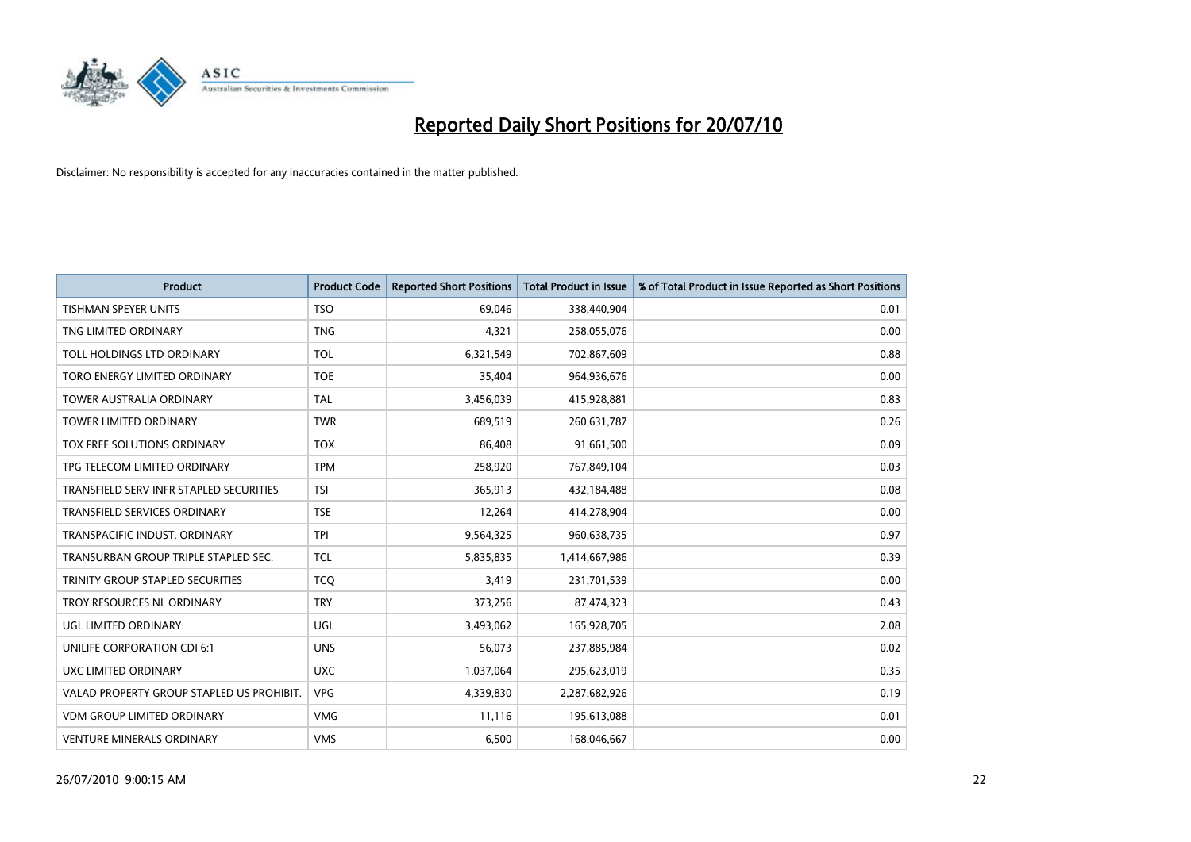# Reported Daily Short Positions for 20/07/10

Disclaimer: No responsibility is accepted for any inaccuracies contained in the matter published.

| Product | Product Code | Reported Short Positions | Total Product in Issue | % of Total Product in Issue Reported as Short Positions |
|---|---|---|---|---|
| TISHMAN SPEYER UNITS | TSO | 69,046 | 338,440,904 | 0.01 |
| TNG LIMITED ORDINARY | TNG | 4,321 | 258,055,076 | 0.00 |
| TOLL HOLDINGS LTD ORDINARY | TOL | 6,321,549 | 702,867,609 | 0.88 |
| TORO ENERGY LIMITED ORDINARY | TOE | 35,404 | 964,936,676 | 0.00 |
| TOWER AUSTRALIA ORDINARY | TAL | 3,456,039 | 415,928,881 | 0.83 |
| TOWER LIMITED ORDINARY | TWR | 689,519 | 260,631,787 | 0.26 |
| TOX FREE SOLUTIONS ORDINARY | TOX | 86,408 | 91,661,500 | 0.09 |
| TPG TELECOM LIMITED ORDINARY | TPM | 258,920 | 767,849,104 | 0.03 |
| TRANSFIELD SERV INFR STAPLED SECURITIES | TSI | 365,913 | 432,184,488 | 0.08 |
| TRANSFIELD SERVICES ORDINARY | TSE | 12,264 | 414,278,904 | 0.00 |
| TRANSPACIFIC INDUST. ORDINARY | TPI | 9,564,325 | 960,638,735 | 0.97 |
| TRANSURBAN GROUP TRIPLE STAPLED SEC. | TCL | 5,835,835 | 1,414,667,986 | 0.39 |
| TRINITY GROUP STAPLED SECURITIES | TCQ | 3,419 | 231,701,539 | 0.00 |
| TROY RESOURCES NL ORDINARY | TRY | 373,256 | 87,474,323 | 0.43 |
| UGL LIMITED ORDINARY | UGL | 3,493,062 | 165,928,705 | 2.08 |
| UNILIFE CORPORATION CDI 6:1 | UNS | 56,073 | 237,885,984 | 0.02 |
| UXC LIMITED ORDINARY | UXC | 1,037,064 | 295,623,019 | 0.35 |
| VALAD PROPERTY GROUP STAPLED US PROHIBIT. | VPG | 4,339,830 | 2,287,682,926 | 0.19 |
| VDM GROUP LIMITED ORDINARY | VMG | 11,116 | 195,613,088 | 0.01 |
| VENTURE MINERALS ORDINARY | VMS | 6,500 | 168,046,667 | 0.00 |

26/07/2010 9:00:15 AM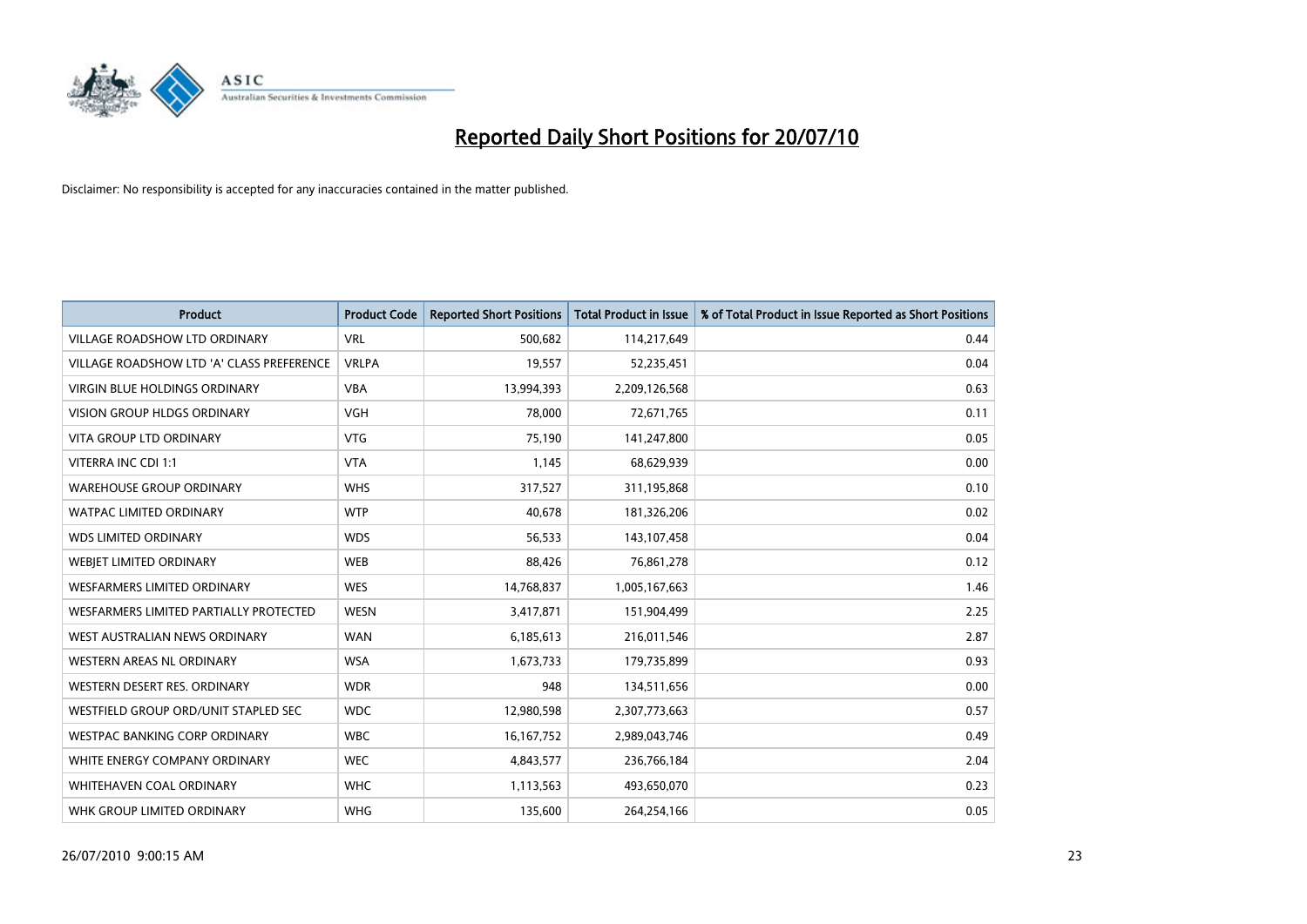# Reported Daily Short Positions for 20/07/10

Disclaimer: No responsibility is accepted for any inaccuracies contained in the matter published.

| Product | Product Code | Reported Short Positions | Total Product in Issue | % of Total Product in Issue Reported as Short Positions |
|---|---|---|---|---|
| VILLAGE ROADSHOW LTD ORDINARY | VRL | 500,682 | 114,217,649 | 0.44 |
| VILLAGE ROADSHOW LTD 'A' CLASS PREFERENCE | VRLPA | 19,557 | 52,235,451 | 0.04 |
| VIRGIN BLUE HOLDINGS ORDINARY | VBA | 13,994,393 | 2,209,126,568 | 0.63 |
| VISION GROUP HLDGS ORDINARY | VGH | 78,000 | 72,671,765 | 0.11 |
| VITA GROUP LTD ORDINARY | VTG | 75,190 | 141,247,800 | 0.05 |
| VITERRA INC CDI 1:1 | VTA | 1,145 | 68,629,939 | 0.00 |
| WAREHOUSE GROUP ORDINARY | WHS | 317,527 | 311,195,868 | 0.10 |
| WATPAC LIMITED ORDINARY | WTP | 40,678 | 181,326,206 | 0.02 |
| WDS LIMITED ORDINARY | WDS | 56,533 | 143,107,458 | 0.04 |
| WEBJET LIMITED ORDINARY | WEB | 88,426 | 76,861,278 | 0.12 |
| WESFARMERS LIMITED ORDINARY | WES | 14,768,837 | 1,005,167,663 | 1.46 |
| WESFARMERS LIMITED PARTIALLY PROTECTED | WESN | 3,417,871 | 151,904,499 | 2.25 |
| WEST AUSTRALIAN NEWS ORDINARY | WAN | 6,185,613 | 216,011,546 | 2.87 |
| WESTERN AREAS NL ORDINARY | WSA | 1,673,733 | 179,735,899 | 0.93 |
| WESTERN DESERT RES. ORDINARY | WDR | 948 | 134,511,656 | 0.00 |
| WESTFIELD GROUP ORD/UNIT STAPLED SEC | WDC | 12,980,598 | 2,307,773,663 | 0.57 |
| WESTPAC BANKING CORP ORDINARY | WBC | 16,167,752 | 2,989,043,746 | 0.49 |
| WHITE ENERGY COMPANY ORDINARY | WEC | 4,843,577 | 236,766,184 | 2.04 |
| WHITEHAVEN COAL ORDINARY | WHC | 1,113,563 | 493,650,070 | 0.23 |
| WHK GROUP LIMITED ORDINARY | WHG | 135,600 | 264,254,166 | 0.05 |

26/07/2010 9:00:15 AM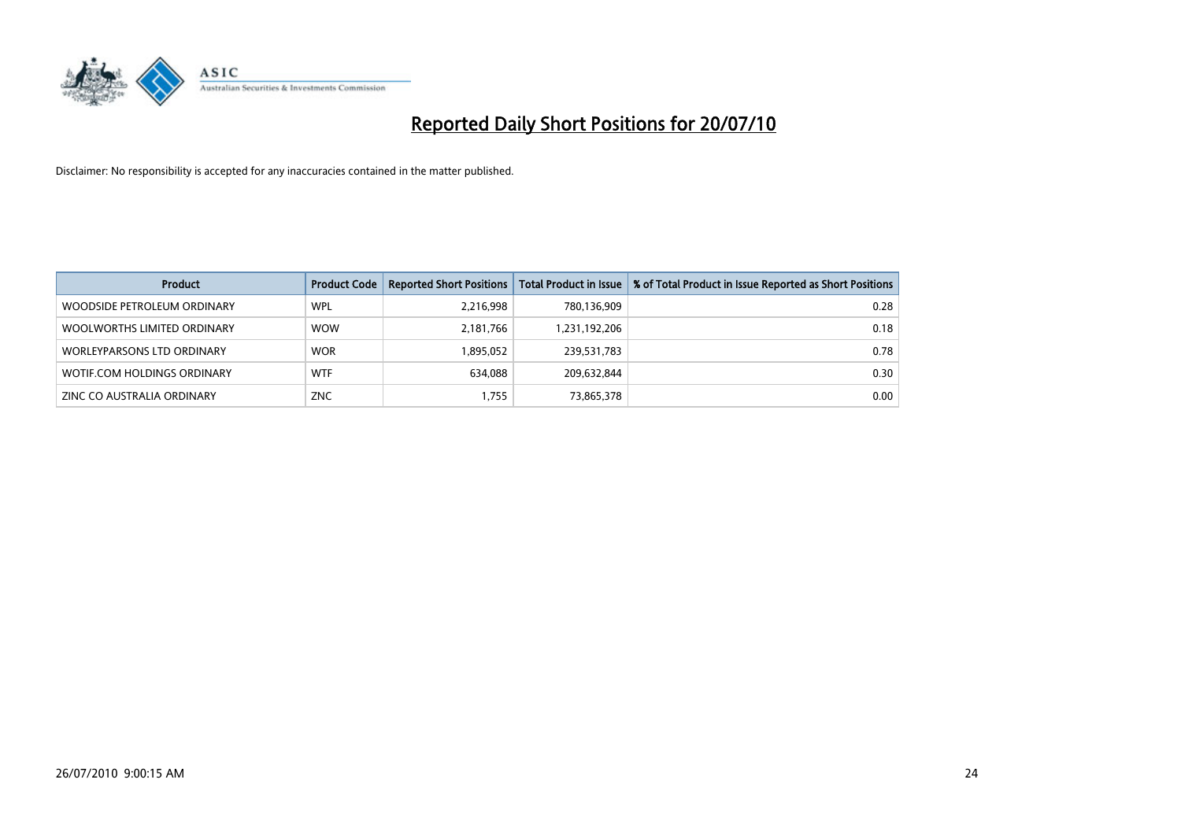# Reported Daily Short Positions for 20/07/10

Disclaimer: No responsibility is accepted for any inaccuracies contained in the matter published.

| Product | Product Code | Reported Short Positions | Total Product in Issue | % of Total Product in Issue Reported as Short Positions |
|---|---|---|---|---|
| WOODSIDE PETROLEUM ORDINARY | WPL | 2,216,998 | 780,136,909 | 0.28 |
| WOOLWORTHS LIMITED ORDINARY | WOW | 2,181,766 | 1,231,192,206 | 0.18 |
| WORLEYPARSONS LTD ORDINARY | WOR | 1,895,052 | 239,531,783 | 0.78 |
| WOTIF.COM HOLDINGS ORDINARY | WTF | 634,088 | 209,632,844 | 0.30 |
| ZINC CO AUSTRALIA ORDINARY | ZNC | 1,755 | 73,865,378 | 0.00 |